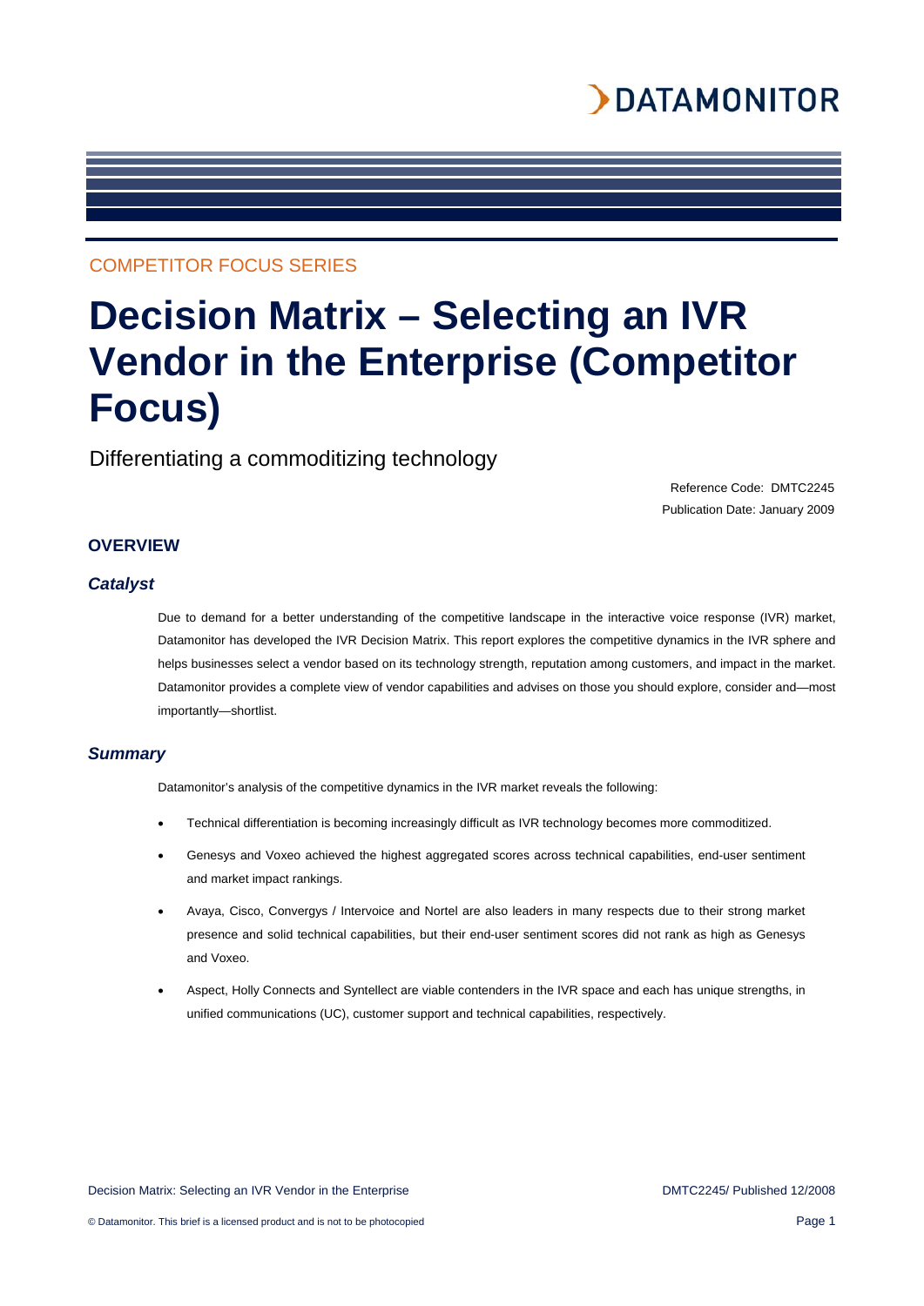COMPETITOR FOCUS SERIES

# Decision Matrix – Selecting an IVR Vendor in the Enterprise (Competitor Focus)

Differentiating a commoditizing technology

Reference Code: DMTC2245
Publication Date: January 2009

## OVERVIEW

### *Catalyst*

Due to demand for a better understanding of the competitive landscape in the interactive voice response (IVR) market, Datamonitor has developed the IVR Decision Matrix. This report explores the competitive dynamics in the IVR sphere and helps businesses select a vendor based on its technology strength, reputation among customers, and impact in the market. Datamonitor provides a complete view of vendor capabilities and advises on those you should explore, consider and—most importantly—shortlist.

### *Summary*

Datamonitor's analysis of the competitive dynamics in the IVR market reveals the following:

- Technical differentiation is becoming increasingly difficult as IVR technology becomes more commoditized.
- Genesys and Voxeo achieved the highest aggregated scores across technical capabilities, end-user sentiment and market impact rankings.
- Avaya, Cisco, Convergys / Intervoice and Nortel are also leaders in many respects due to their strong market presence and solid technical capabilities, but their end-user sentiment scores did not rank as high as Genesys and Voxeo.
- Aspect, Holly Connects and Syntellect are viable contenders in the IVR space and each has unique strengths, in unified communications (UC), customer support and technical capabilities, respectively.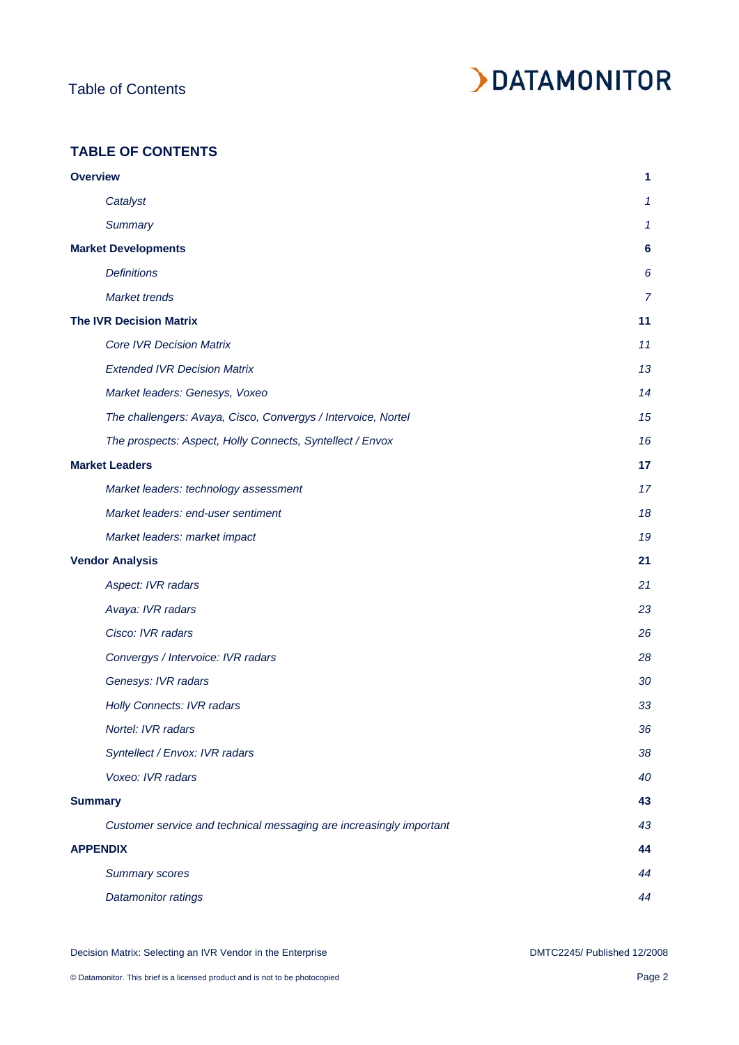# TABLE OF CONTENTS

| | |
|---|---|
| **Overview** | **1** |
| *Catalyst* | *1* |
| *Summary* | *1* |
| **Market Developments** | **6** |
| *Definitions* | *6* |
| *Market trends* | *7* |
| **The IVR Decision Matrix** | **11** |
| *Core IVR Decision Matrix* | *11* |
| *Extended IVR Decision Matrix* | *13* |
| *Market leaders: Genesys, Voxeo* | *14* |
| *The challengers: Avaya, Cisco, Convergys / Intervoice, Nortel* | *15* |
| *The prospects: Aspect, Holly Connects, Syntellect / Envox* | *16* |
| **Market Leaders** | **17** |
| *Market leaders: technology assessment* | *17* |
| *Market leaders: end-user sentiment* | *18* |
| *Market leaders: market impact* | *19* |
| **Vendor Analysis** | **21** |
| *Aspect: IVR radars* | *21* |
| *Avaya: IVR radars* | *23* |
| *Cisco: IVR radars* | *26* |
| *Convergys / Intervoice: IVR radars* | *28* |
| *Genesys: IVR radars* | *30* |
| *Holly Connects: IVR radars* | *33* |
| *Nortel: IVR radars* | *36* |
| *Syntellect / Envox: IVR radars* | *38* |
| *Voxeo: IVR radars* | *40* |
| **Summary** | **43** |
| *Customer service and technical messaging are increasingly important* | *43* |
| **APPENDIX** | **44** |
| *Summary scores* | *44* |
| *Datamonitor ratings* | *44* |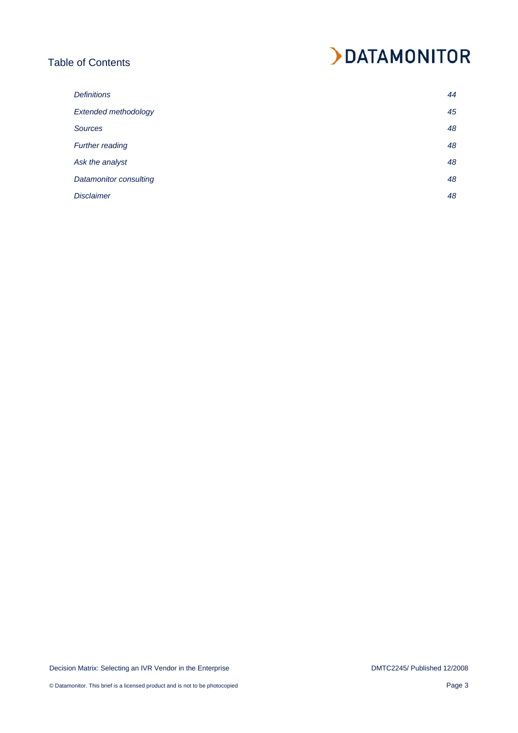# Table of Contents

| | |
|---|---|
| *Definitions* | *44* |
| *Extended methodology* | *45* |
| *Sources* | *48* |
| *Further reading* | *48* |
| *Ask the analyst* | *48* |
| *Datamonitor consulting* | *48* |
| *Disclaimer* | *48* |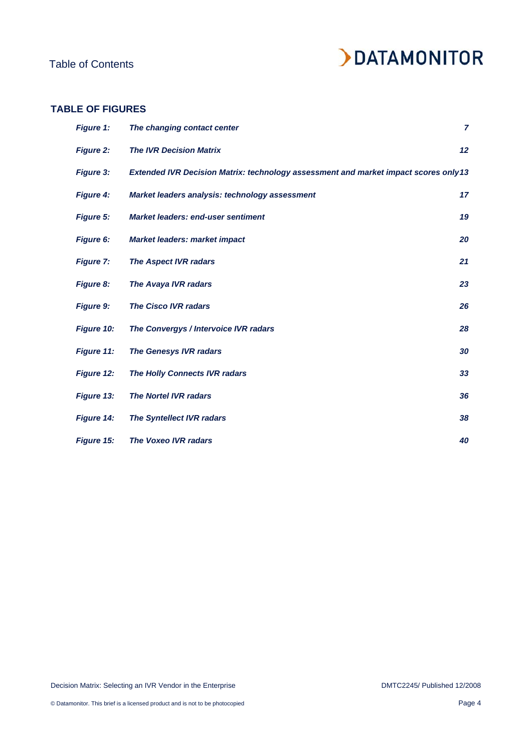## TABLE OF FIGURES

| | | |
|---|---|---|
| ***Figure 1:*** | ***The changing contact center*** | ***7*** |
| ***Figure 2:*** | ***The IVR Decision Matrix*** | ***12*** |
| ***Figure 3:*** | ***Extended IVR Decision Matrix: technology assessment and market impact scores only*** | ***13*** |
| ***Figure 4:*** | ***Market leaders analysis: technology assessment*** | ***17*** |
| ***Figure 5:*** | ***Market leaders: end-user sentiment*** | ***19*** |
| ***Figure 6:*** | ***Market leaders: market impact*** | ***20*** |
| ***Figure 7:*** | ***The Aspect IVR radars*** | ***21*** |
| ***Figure 8:*** | ***The Avaya IVR radars*** | ***23*** |
| ***Figure 9:*** | ***The Cisco IVR radars*** | ***26*** |
| ***Figure 10:*** | ***The Convergys / Intervoice IVR radars*** | ***28*** |
| ***Figure 11:*** | ***The Genesys IVR radars*** | ***30*** |
| ***Figure 12:*** | ***The Holly Connects IVR radars*** | ***33*** |
| ***Figure 13:*** | ***The Nortel IVR radars*** | ***36*** |
| ***Figure 14:*** | ***The Syntellect IVR radars*** | ***38*** |
| ***Figure 15:*** | ***The Voxeo IVR radars*** | ***40*** |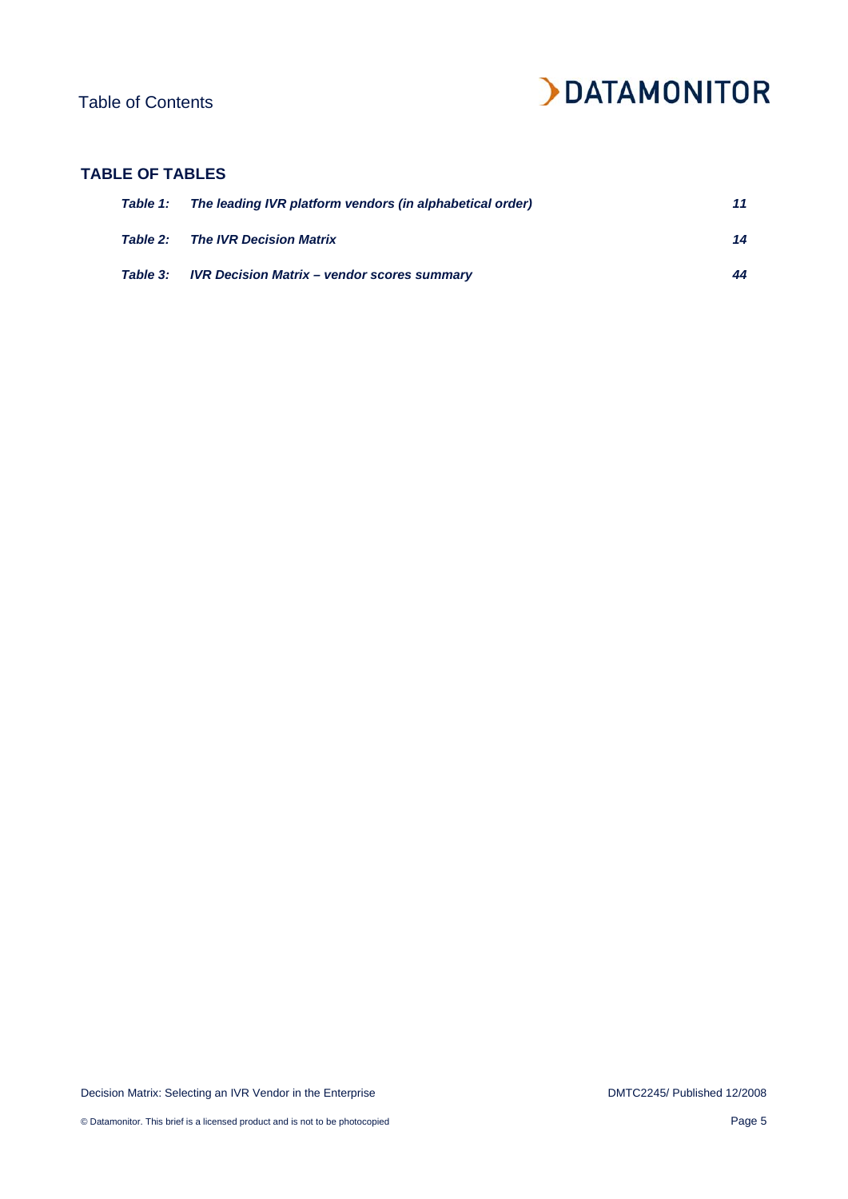## TABLE OF TABLES

| | | |
|---|---|---|
| ***Table 1:*** | ***The leading IVR platform vendors (in alphabetical order)*** | ***11*** |
| ***Table 2:*** | ***The IVR Decision Matrix*** | ***14*** |
| ***Table 3:*** | ***IVR Decision Matrix – vendor scores summary*** | ***44*** |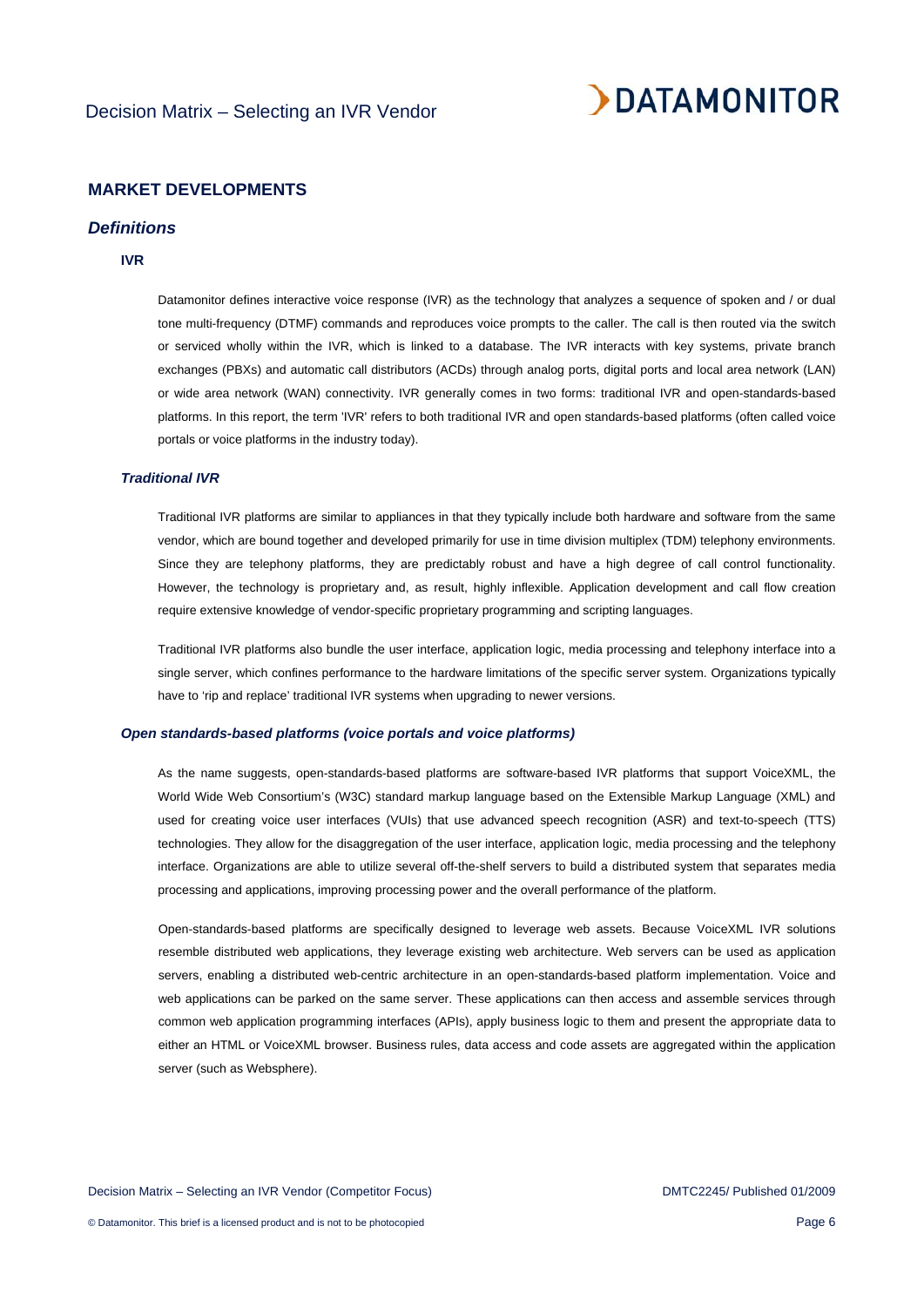## MARKET DEVELOPMENTS

### *Definitions*

#### IVR

Datamonitor defines interactive voice response (IVR) as the technology that analyzes a sequence of spoken and / or dual tone multi-frequency (DTMF) commands and reproduces voice prompts to the caller. The call is then routed via the switch or serviced wholly within the IVR, which is linked to a database. The IVR interacts with key systems, private branch exchanges (PBXs) and automatic call distributors (ACDs) through analog ports, digital ports and local area network (LAN) or wide area network (WAN) connectivity. IVR generally comes in two forms: traditional IVR and open-standards-based platforms. In this report, the term 'IVR' refers to both traditional IVR and open standards-based platforms (often called voice portals or voice platforms in the industry today).

#### *Traditional IVR*

Traditional IVR platforms are similar to appliances in that they typically include both hardware and software from the same vendor, which are bound together and developed primarily for use in time division multiplex (TDM) telephony environments. Since they are telephony platforms, they are predictably robust and have a high degree of call control functionality. However, the technology is proprietary and, as result, highly inflexible. Application development and call flow creation require extensive knowledge of vendor-specific proprietary programming and scripting languages.

Traditional IVR platforms also bundle the user interface, application logic, media processing and telephony interface into a single server, which confines performance to the hardware limitations of the specific server system. Organizations typically have to 'rip and replace' traditional IVR systems when upgrading to newer versions.

#### *Open standards-based platforms (voice portals and voice platforms)*

As the name suggests, open-standards-based platforms are software-based IVR platforms that support VoiceXML, the World Wide Web Consortium's (W3C) standard markup language based on the Extensible Markup Language (XML) and used for creating voice user interfaces (VUIs) that use advanced speech recognition (ASR) and text-to-speech (TTS) technologies. They allow for the disaggregation of the user interface, application logic, media processing and the telephony interface. Organizations are able to utilize several off-the-shelf servers to build a distributed system that separates media processing and applications, improving processing power and the overall performance of the platform.

Open-standards-based platforms are specifically designed to leverage web assets. Because VoiceXML IVR solutions resemble distributed web applications, they leverage existing web architecture. Web servers can be used as application servers, enabling a distributed web-centric architecture in an open-standards-based platform implementation. Voice and web applications can be parked on the same server. These applications can then access and assemble services through common web application programming interfaces (APIs), apply business logic to them and present the appropriate data to either an HTML or VoiceXML browser. Business rules, data access and code assets are aggregated within the application server (such as Websphere).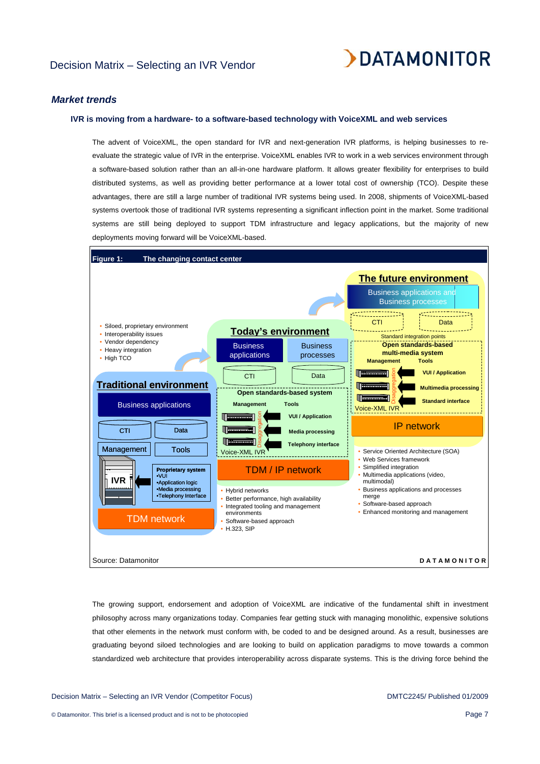## *Market trends*

### IVR is moving from a hardware- to a software-based technology with VoiceXML and web services

The advent of VoiceXML, the open standard for IVR and next-generation IVR platforms, is helping businesses to re-evaluate the strategic value of IVR in the enterprise. VoiceXML enables IVR to work in a web services environment through a software-based solution rather than an all-in-one hardware platform. It allows greater flexibility for enterprises to build distributed systems, as well as providing better performance at a lower total cost of ownership (TCO). Despite these advantages, there are still a large number of traditional IVR systems being used. In 2008, shipments of VoiceXML-based systems overtook those of traditional IVR systems representing a significant inflection point in the market. Some traditional systems are still being deployed to support TDM infrastructure and legacy applications, but the majority of new deployments moving forward will be VoiceXML-based.

**Figure 1: The changing contact center**

**Traditional environment**

- Siloed, proprietary environment
- Interoperability issues
- Vendor dependency
- Heavy integration
- High TCO

Business applications | CTI | Data | Management | Tools | IVR | Proprietary system: •VUI •Application logic •Media processing •Telephony Interface | TDM network

**Today's environment**

Business applications | Business processes | CTI | Data | Open standards-based system: Management, Tools, VUI / Application, Media processing, Telephony interface (Disaggregation) | Voice-XML IVR | TDM / IP network

- Hybrid networks
- Better performance, high availability
- Integrated tooling and management environments
- Software-based approach
- H.323, SIP

**The future environment**

Business applications and Business processes | CTI | Data | Standard integration points | Open standards-based multi-media system: Management, Tools, VUI / Application, Multimedia processing, Standard interface (Disaggregation) | Voice-XML IVR | IP network

- Service Oriented Architecture (SOA)
- Web Services framework
- Simplified integration
- Multimedia applications (video, multimodal)
- Business applications and processes merge
- Software-based approach
- Enhanced monitoring and management

Source: Datamonitor

The growing support, endorsement and adoption of VoiceXML are indicative of the fundamental shift in investment philosophy across many organizations today. Companies fear getting stuck with managing monolithic, expensive solutions that other elements in the network must conform with, be coded to and be designed around. As a result, businesses are graduating beyond siloed technologies and are looking to build on application paradigms to move towards a common standardized web architecture that provides interoperability across disparate systems. This is the driving force behind the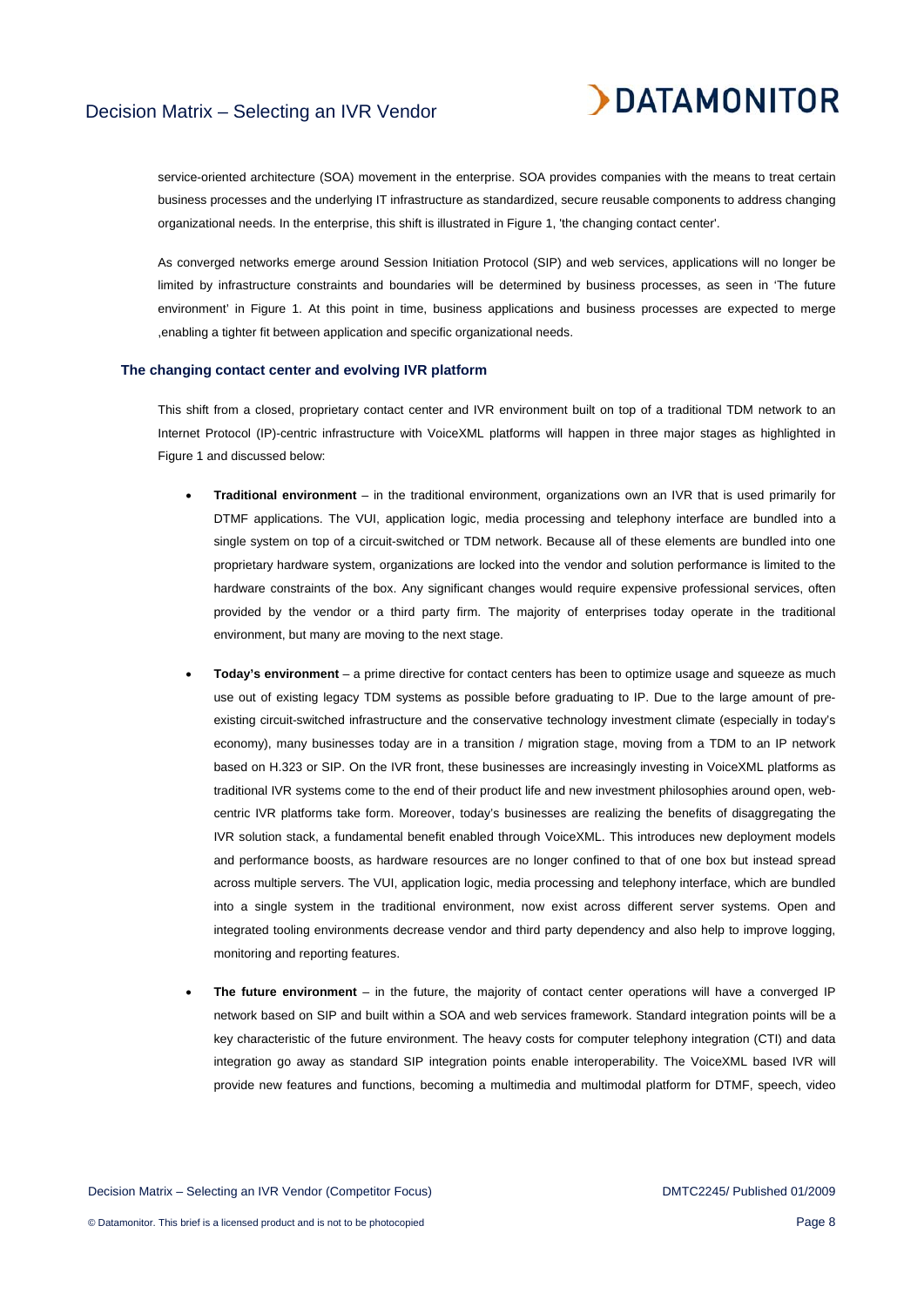service-oriented architecture (SOA) movement in the enterprise. SOA provides companies with the means to treat certain business processes and the underlying IT infrastructure as standardized, secure reusable components to address changing organizational needs. In the enterprise, this shift is illustrated in Figure 1, 'the changing contact center'.

As converged networks emerge around Session Initiation Protocol (SIP) and web services, applications will no longer be limited by infrastructure constraints and boundaries will be determined by business processes, as seen in 'The future environment' in Figure 1. At this point in time, business applications and business processes are expected to merge ,enabling a tighter fit between application and specific organizational needs.

### The changing contact center and evolving IVR platform

This shift from a closed, proprietary contact center and IVR environment built on top of a traditional TDM network to an Internet Protocol (IP)-centric infrastructure with VoiceXML platforms will happen in three major stages as highlighted in Figure 1 and discussed below:

- **Traditional environment** – in the traditional environment, organizations own an IVR that is used primarily for DTMF applications. The VUI, application logic, media processing and telephony interface are bundled into a single system on top of a circuit-switched or TDM network. Because all of these elements are bundled into one proprietary hardware system, organizations are locked into the vendor and solution performance is limited to the hardware constraints of the box. Any significant changes would require expensive professional services, often provided by the vendor or a third party firm. The majority of enterprises today operate in the traditional environment, but many are moving to the next stage.

- **Today's environment** – a prime directive for contact centers has been to optimize usage and squeeze as much use out of existing legacy TDM systems as possible before graduating to IP. Due to the large amount of pre-existing circuit-switched infrastructure and the conservative technology investment climate (especially in today's economy), many businesses today are in a transition / migration stage, moving from a TDM to an IP network based on H.323 or SIP. On the IVR front, these businesses are increasingly investing in VoiceXML platforms as traditional IVR systems come to the end of their product life and new investment philosophies around open, web-centric IVR platforms take form. Moreover, today's businesses are realizing the benefits of disaggregating the IVR solution stack, a fundamental benefit enabled through VoiceXML. This introduces new deployment models and performance boosts, as hardware resources are no longer confined to that of one box but instead spread across multiple servers. The VUI, application logic, media processing and telephony interface, which are bundled into a single system in the traditional environment, now exist across different server systems. Open and integrated tooling environments decrease vendor and third party dependency and also help to improve logging, monitoring and reporting features.

- **The future environment** – in the future, the majority of contact center operations will have a converged IP network based on SIP and built within a SOA and web services framework. Standard integration points will be a key characteristic of the future environment. The heavy costs for computer telephony integration (CTI) and data integration go away as standard SIP integration points enable interoperability. The VoiceXML based IVR will provide new features and functions, becoming a multimedia and multimodal platform for DTMF, speech, video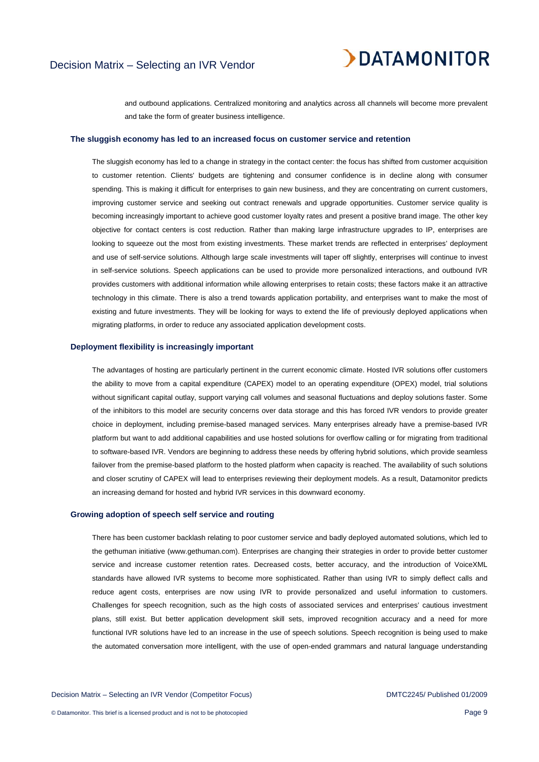and outbound applications. Centralized monitoring and analytics across all channels will become more prevalent and take the form of greater business intelligence.

### The sluggish economy has led to an increased focus on customer service and retention

The sluggish economy has led to a change in strategy in the contact center: the focus has shifted from customer acquisition to customer retention. Clients' budgets are tightening and consumer confidence is in decline along with consumer spending. This is making it difficult for enterprises to gain new business, and they are concentrating on current customers, improving customer service and seeking out contract renewals and upgrade opportunities. Customer service quality is becoming increasingly important to achieve good customer loyalty rates and present a positive brand image. The other key objective for contact centers is cost reduction. Rather than making large infrastructure upgrades to IP, enterprises are looking to squeeze out the most from existing investments. These market trends are reflected in enterprises' deployment and use of self-service solutions. Although large scale investments will taper off slightly, enterprises will continue to invest in self-service solutions. Speech applications can be used to provide more personalized interactions, and outbound IVR provides customers with additional information while allowing enterprises to retain costs; these factors make it an attractive technology in this climate. There is also a trend towards application portability, and enterprises want to make the most of existing and future investments. They will be looking for ways to extend the life of previously deployed applications when migrating platforms, in order to reduce any associated application development costs.

### Deployment flexibility is increasingly important

The advantages of hosting are particularly pertinent in the current economic climate. Hosted IVR solutions offer customers the ability to move from a capital expenditure (CAPEX) model to an operating expenditure (OPEX) model, trial solutions without significant capital outlay, support varying call volumes and seasonal fluctuations and deploy solutions faster. Some of the inhibitors to this model are security concerns over data storage and this has forced IVR vendors to provide greater choice in deployment, including premise-based managed services. Many enterprises already have a premise-based IVR platform but want to add additional capabilities and use hosted solutions for overflow calling or for migrating from traditional to software-based IVR. Vendors are beginning to address these needs by offering hybrid solutions, which provide seamless failover from the premise-based platform to the hosted platform when capacity is reached. The availability of such solutions and closer scrutiny of CAPEX will lead to enterprises reviewing their deployment models. As a result, Datamonitor predicts an increasing demand for hosted and hybrid IVR services in this downward economy.

### Growing adoption of speech self service and routing

There has been customer backlash relating to poor customer service and badly deployed automated solutions, which led to the gethuman initiative (www.gethuman.com). Enterprises are changing their strategies in order to provide better customer service and increase customer retention rates. Decreased costs, better accuracy, and the introduction of VoiceXML standards have allowed IVR systems to become more sophisticated. Rather than using IVR to simply deflect calls and reduce agent costs, enterprises are now using IVR to provide personalized and useful information to customers. Challenges for speech recognition, such as the high costs of associated services and enterprises' cautious investment plans, still exist. But better application development skill sets, improved recognition accuracy and a need for more functional IVR solutions have led to an increase in the use of speech solutions. Speech recognition is being used to make the automated conversation more intelligent, with the use of open-ended grammars and natural language understanding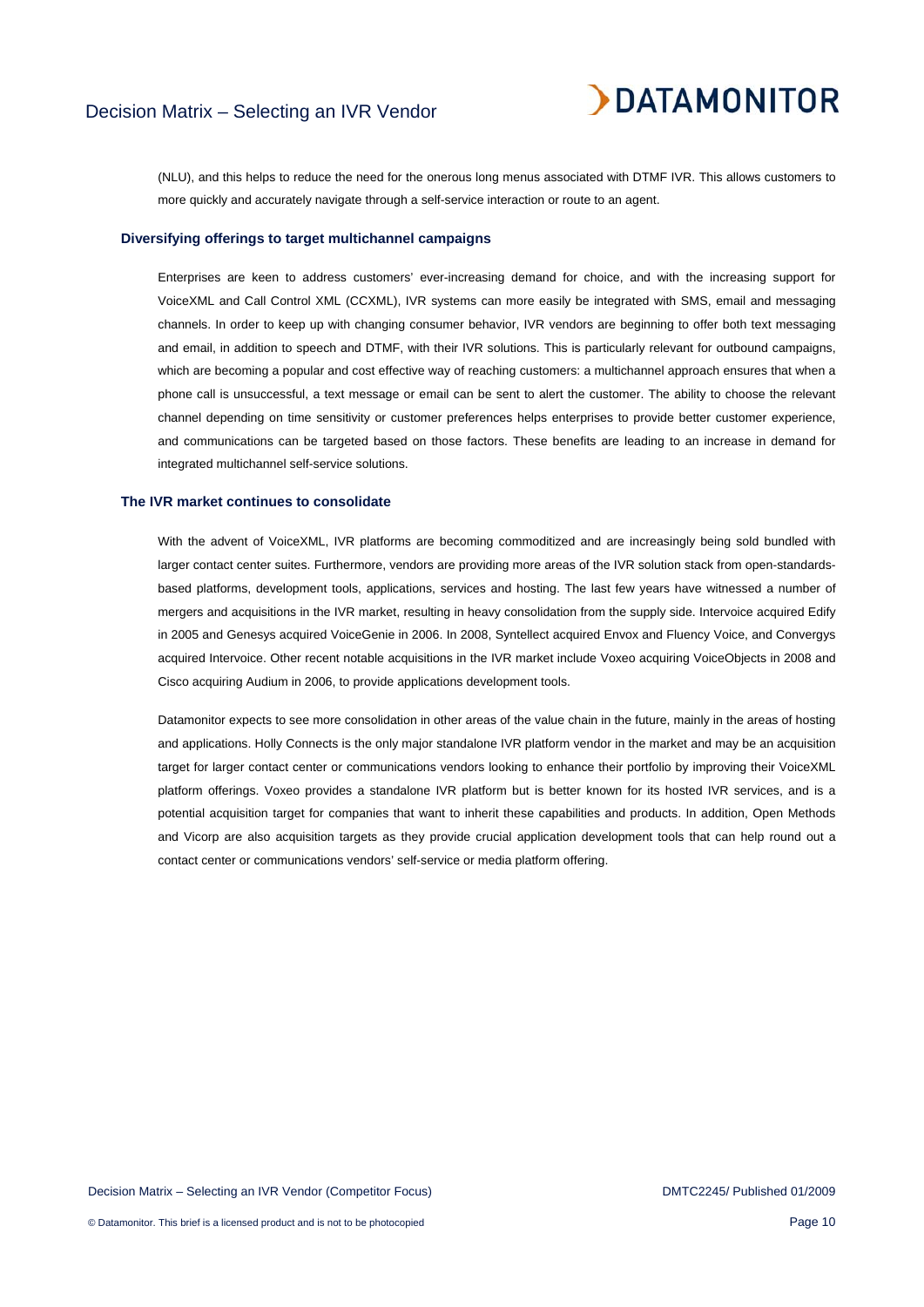(NLU), and this helps to reduce the need for the onerous long menus associated with DTMF IVR. This allows customers to more quickly and accurately navigate through a self-service interaction or route to an agent.

### Diversifying offerings to target multichannel campaigns

Enterprises are keen to address customers' ever-increasing demand for choice, and with the increasing support for VoiceXML and Call Control XML (CCXML), IVR systems can more easily be integrated with SMS, email and messaging channels. In order to keep up with changing consumer behavior, IVR vendors are beginning to offer both text messaging and email, in addition to speech and DTMF, with their IVR solutions. This is particularly relevant for outbound campaigns, which are becoming a popular and cost effective way of reaching customers: a multichannel approach ensures that when a phone call is unsuccessful, a text message or email can be sent to alert the customer. The ability to choose the relevant channel depending on time sensitivity or customer preferences helps enterprises to provide better customer experience, and communications can be targeted based on those factors. These benefits are leading to an increase in demand for integrated multichannel self-service solutions.

### The IVR market continues to consolidate

With the advent of VoiceXML, IVR platforms are becoming commoditized and are increasingly being sold bundled with larger contact center suites. Furthermore, vendors are providing more areas of the IVR solution stack from open-standards-based platforms, development tools, applications, services and hosting. The last few years have witnessed a number of mergers and acquisitions in the IVR market, resulting in heavy consolidation from the supply side. Intervoice acquired Edify in 2005 and Genesys acquired VoiceGenie in 2006. In 2008, Syntellect acquired Envox and Fluency Voice, and Convergys acquired Intervoice. Other recent notable acquisitions in the IVR market include Voxeo acquiring VoiceObjects in 2008 and Cisco acquiring Audium in 2006, to provide applications development tools.

Datamonitor expects to see more consolidation in other areas of the value chain in the future, mainly in the areas of hosting and applications. Holly Connects is the only major standalone IVR platform vendor in the market and may be an acquisition target for larger contact center or communications vendors looking to enhance their portfolio by improving their VoiceXML platform offerings. Voxeo provides a standalone IVR platform but is better known for its hosted IVR services, and is a potential acquisition target for companies that want to inherit these capabilities and products. In addition, Open Methods and Vicorp are also acquisition targets as they provide crucial application development tools that can help round out a contact center or communications vendors' self-service or media platform offering.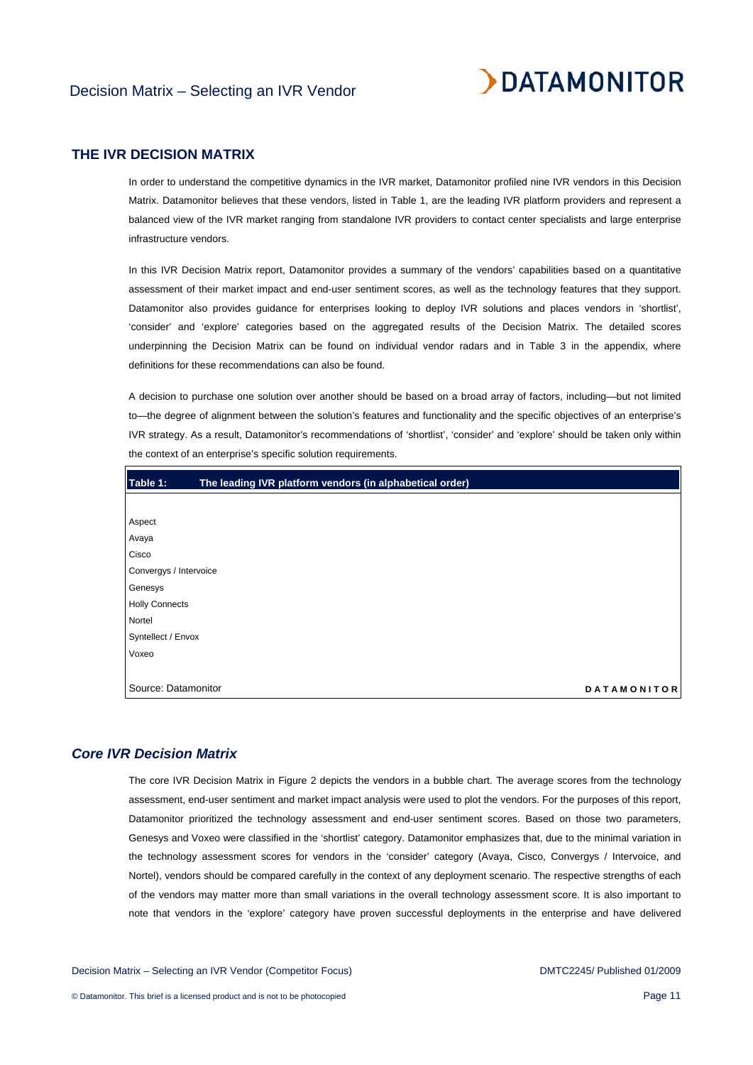## THE IVR DECISION MATRIX

In order to understand the competitive dynamics in the IVR market, Datamonitor profiled nine IVR vendors in this Decision Matrix. Datamonitor believes that these vendors, listed in Table 1, are the leading IVR platform providers and represent a balanced view of the IVR market ranging from standalone IVR providers to contact center specialists and large enterprise infrastructure vendors.

In this IVR Decision Matrix report, Datamonitor provides a summary of the vendors' capabilities based on a quantitative assessment of their market impact and end-user sentiment scores, as well as the technology features that they support. Datamonitor also provides guidance for enterprises looking to deploy IVR solutions and places vendors in 'shortlist', 'consider' and 'explore' categories based on the aggregated results of the Decision Matrix. The detailed scores underpinning the Decision Matrix can be found on individual vendor radars and in Table 3 in the appendix, where definitions for these recommendations can also be found.

A decision to purchase one solution over another should be based on a broad array of factors, including—but not limited to—the degree of alignment between the solution's features and functionality and the specific objectives of an enterprise's IVR strategy. As a result, Datamonitor's recommendations of 'shortlist', 'consider' and 'explore' should be taken only within the context of an enterprise's specific solution requirements.

| Table 1: The leading IVR platform vendors (in alphabetical order) |
|---|
| Aspect |
| Avaya |
| Cisco |
| Convergys / Intervoice |
| Genesys |
| Holly Connects |
| Nortel |
| Syntellect / Envox |
| Voxeo |

Source: Datamonitor DATAMONITOR

### *Core IVR Decision Matrix*

The core IVR Decision Matrix in Figure 2 depicts the vendors in a bubble chart. The average scores from the technology assessment, end-user sentiment and market impact analysis were used to plot the vendors. For the purposes of this report, Datamonitor prioritized the technology assessment and end-user sentiment scores. Based on those two parameters, Genesys and Voxeo were classified in the 'shortlist' category. Datamonitor emphasizes that, due to the minimal variation in the technology assessment scores for vendors in the 'consider' category (Avaya, Cisco, Convergys / Intervoice, and Nortel), vendors should be compared carefully in the context of any deployment scenario. The respective strengths of each of the vendors may matter more than small variations in the overall technology assessment score. It is also important to note that vendors in the 'explore' category have proven successful deployments in the enterprise and have delivered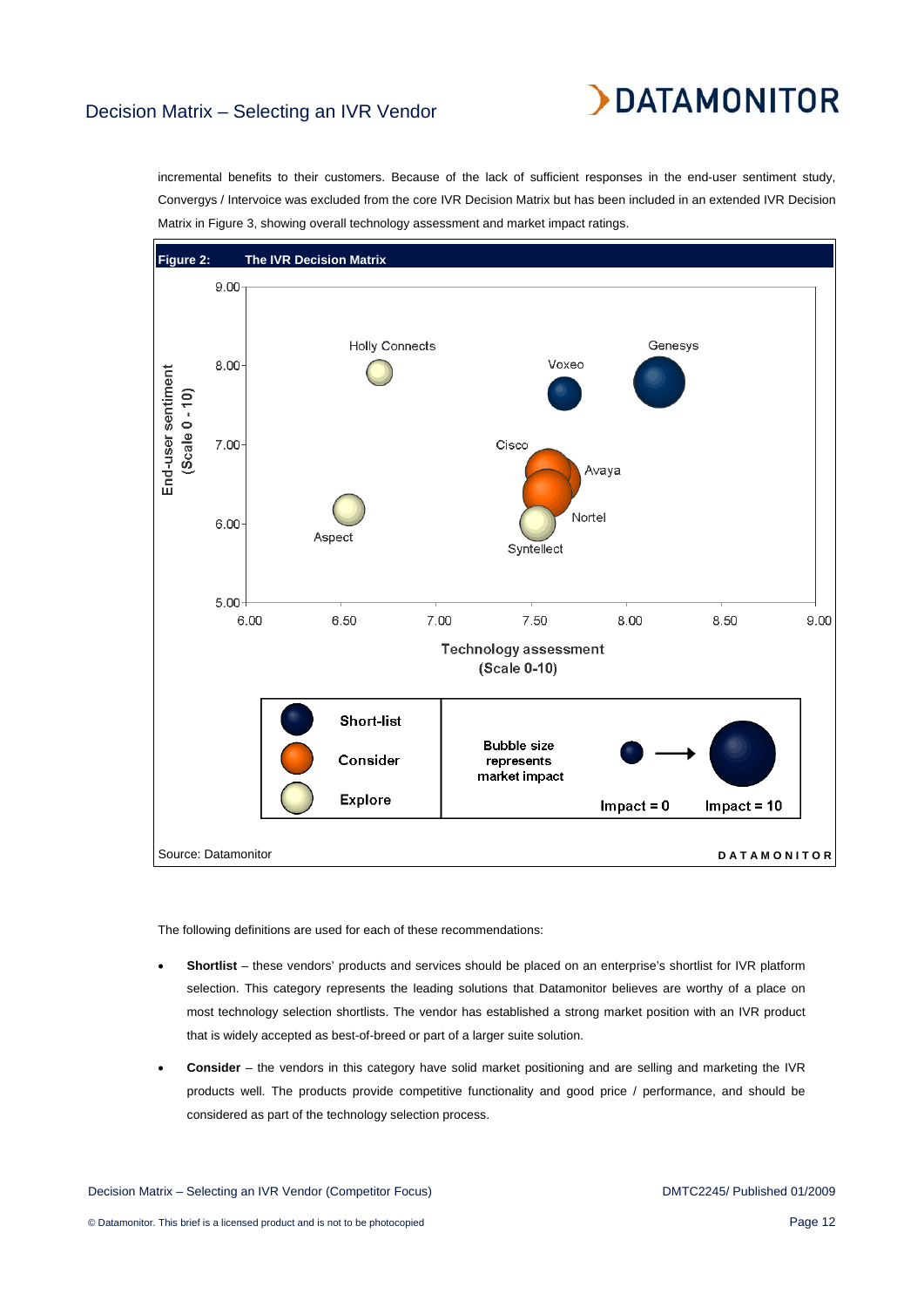incremental benefits to their customers. Because of the lack of sufficient responses in the end-user sentiment study, Convergys / Intervoice was excluded from the core IVR Decision Matrix but has been included in an extended IVR Decision Matrix in Figure 3, showing overall technology assessment and market impact ratings.

**Figure 2: The IVR Decision Matrix**

Source: Datamonitor

The following definitions are used for each of these recommendations:

- **Shortlist** – these vendors' products and services should be placed on an enterprise's shortlist for IVR platform selection. This category represents the leading solutions that Datamonitor believes are worthy of a place on most technology selection shortlists. The vendor has established a strong market position with an IVR product that is widely accepted as best-of-breed or part of a larger suite solution.
- **Consider** – the vendors in this category have solid market positioning and are selling and marketing the IVR products well. The products provide competitive functionality and good price / performance, and should be considered as part of the technology selection process.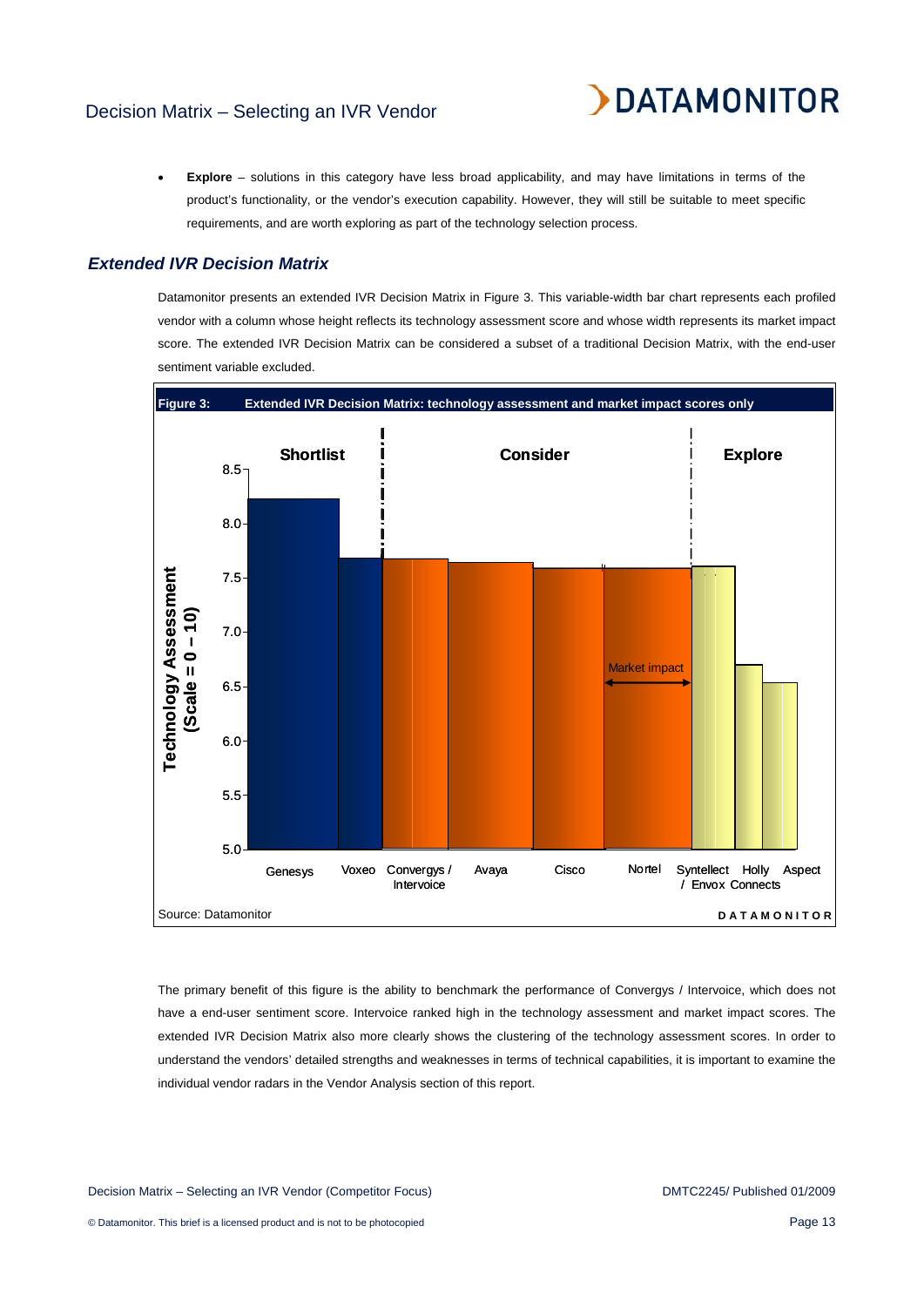- **Explore** – solutions in this category have less broad applicability, and may have limitations in terms of the product's functionality, or the vendor's execution capability. However, they will still be suitable to meet specific requirements, and are worth exploring as part of the technology selection process.

### *Extended IVR Decision Matrix*

Datamonitor presents an extended IVR Decision Matrix in Figure 3. This variable-width bar chart represents each profiled vendor with a column whose height reflects its technology assessment score and whose width represents its market impact score. The extended IVR Decision Matrix can be considered a subset of a traditional Decision Matrix, with the end-user sentiment variable excluded.

**Figure 3: Extended IVR Decision Matrix: technology assessment and market impact scores only**

Source: Datamonitor

The primary benefit of this figure is the ability to benchmark the performance of Convergys / Intervoice, which does not have a end-user sentiment score. Intervoice ranked high in the technology assessment and market impact scores. The extended IVR Decision Matrix also more clearly shows the clustering of the technology assessment scores. In order to understand the vendors' detailed strengths and weaknesses in terms of technical capabilities, it is important to examine the individual vendor radars in the Vendor Analysis section of this report.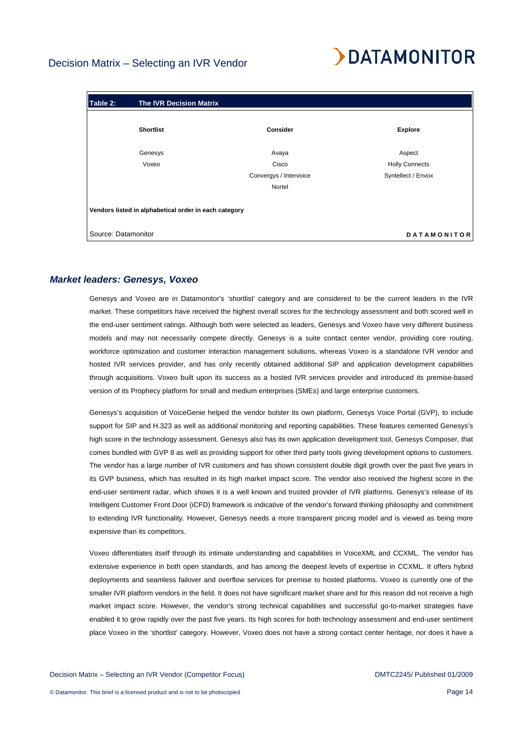**Table 2: The IVR Decision Matrix**

| Shortlist | Consider | Explore |
|---|---|---|
| Genesys | Avaya | Aspect |
| Voxeo | Cisco | Holly Connects |
| | Convergys / Intervoice | Syntellect / Envox |
| | Nortel | |

**Vendors listed in alphabetical order in each category**

Source: Datamonitor

## *Market leaders: Genesys, Voxeo*

Genesys and Voxeo are in Datamonitor's 'shortlist' category and are considered to be the current leaders in the IVR market. These competitors have received the highest overall scores for the technology assessment and both scored well in the end-user sentiment ratings. Although both were selected as leaders, Genesys and Voxeo have very different business models and may not necessarily compete directly. Genesys is a suite contact center vendor, providing core routing, workforce optimization and customer interaction management solutions, whereas Voxeo is a standalone IVR vendor and hosted IVR services provider, and has only recently obtained additional SIP and application development capabilities through acquisitions. Voxeo built upon its success as a hosted IVR services provider and introduced its premise-based version of its Prophecy platform for small and medium enterprises (SMEs) and large enterprise customers.

Genesys's acquisition of VoiceGenie helped the vendor bolster its own platform, Genesys Voice Portal (GVP), to include support for SIP and H.323 as well as additional monitoring and reporting capabilities. These features cemented Genesys's high score in the technology assessment. Genesys also has its own application development tool, Genesys Composer, that comes bundled with GVP 8 as well as providing support for other third party tools giving development options to customers. The vendor has a large number of IVR customers and has shown consistent double digit growth over the past five years in its GVP business, which has resulted in its high market impact score. The vendor also received the highest score in the end-user sentiment radar, which shows it is a well known and trusted provider of IVR platforms. Genesys's release of its Intelligent Customer Front Door (iCFD) framework is indicative of the vendor's forward thinking philosophy and commitment to extending IVR functionality. However, Genesys needs a more transparent pricing model and is viewed as being more expensive than its competitors.

Voxeo differentiates itself through its intimate understanding and capabilities in VoiceXML and CCXML. The vendor has extensive experience in both open standards, and has among the deepest levels of expertise in CCXML. It offers hybrid deployments and seamless failover and overflow services for premise to hosted platforms. Voxeo is currently one of the smaller IVR platform vendors in the field. It does not have significant market share and for this reason did not receive a high market impact score. However, the vendor's strong technical capabilities and successful go-to-market strategies have enabled it to grow rapidly over the past five years. Its high scores for both technology assessment and end-user sentiment place Voxeo in the 'shortlist' category. However, Voxeo does not have a strong contact center heritage, nor does it have a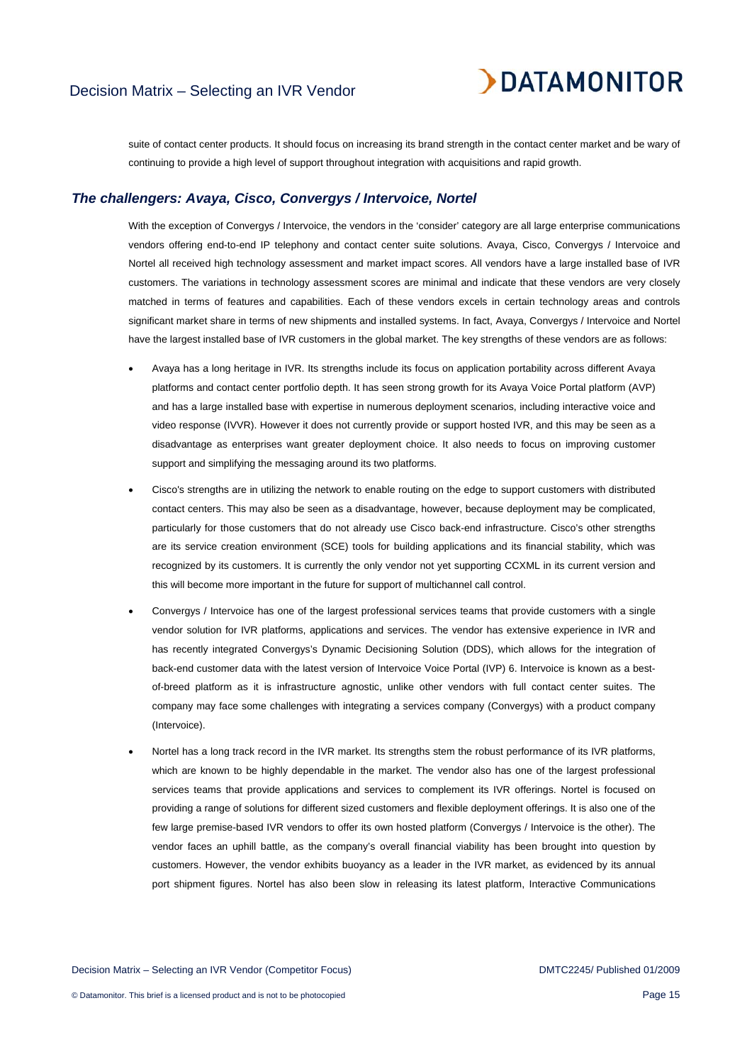suite of contact center products. It should focus on increasing its brand strength in the contact center market and be wary of continuing to provide a high level of support throughout integration with acquisitions and rapid growth.

## *The challengers: Avaya, Cisco, Convergys / Intervoice, Nortel*

With the exception of Convergys / Intervoice, the vendors in the 'consider' category are all large enterprise communications vendors offering end-to-end IP telephony and contact center suite solutions. Avaya, Cisco, Convergys / Intervoice and Nortel all received high technology assessment and market impact scores. All vendors have a large installed base of IVR customers. The variations in technology assessment scores are minimal and indicate that these vendors are very closely matched in terms of features and capabilities. Each of these vendors excels in certain technology areas and controls significant market share in terms of new shipments and installed systems. In fact, Avaya, Convergys / Intervoice and Nortel have the largest installed base of IVR customers in the global market. The key strengths of these vendors are as follows:

- Avaya has a long heritage in IVR. Its strengths include its focus on application portability across different Avaya platforms and contact center portfolio depth. It has seen strong growth for its Avaya Voice Portal platform (AVP) and has a large installed base with expertise in numerous deployment scenarios, including interactive voice and video response (IVVR). However it does not currently provide or support hosted IVR, and this may be seen as a disadvantage as enterprises want greater deployment choice. It also needs to focus on improving customer support and simplifying the messaging around its two platforms.

- Cisco's strengths are in utilizing the network to enable routing on the edge to support customers with distributed contact centers. This may also be seen as a disadvantage, however, because deployment may be complicated, particularly for those customers that do not already use Cisco back-end infrastructure. Cisco's other strengths are its service creation environment (SCE) tools for building applications and its financial stability, which was recognized by its customers. It is currently the only vendor not yet supporting CCXML in its current version and this will become more important in the future for support of multichannel call control.

- Convergys / Intervoice has one of the largest professional services teams that provide customers with a single vendor solution for IVR platforms, applications and services. The vendor has extensive experience in IVR and has recently integrated Convergys's Dynamic Decisioning Solution (DDS), which allows for the integration of back-end customer data with the latest version of Intervoice Voice Portal (IVP) 6. Intervoice is known as a best-of-breed platform as it is infrastructure agnostic, unlike other vendors with full contact center suites. The company may face some challenges with integrating a services company (Convergys) with a product company (Intervoice).

- Nortel has a long track record in the IVR market. Its strengths stem the robust performance of its IVR platforms, which are known to be highly dependable in the market. The vendor also has one of the largest professional services teams that provide applications and services to complement its IVR offerings. Nortel is focused on providing a range of solutions for different sized customers and flexible deployment offerings. It is also one of the few large premise-based IVR vendors to offer its own hosted platform (Convergys / Intervoice is the other). The vendor faces an uphill battle, as the company's overall financial viability has been brought into question by customers. However, the vendor exhibits buoyancy as a leader in the IVR market, as evidenced by its annual port shipment figures. Nortel has also been slow in releasing its latest platform, Interactive Communications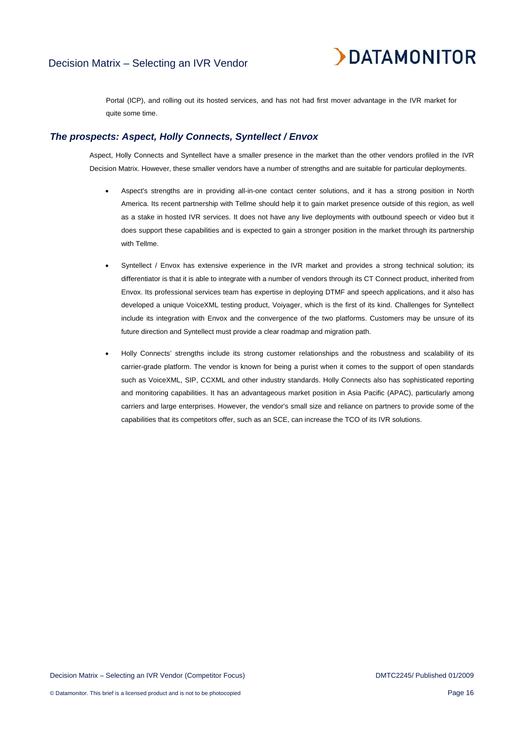Portal (ICP), and rolling out its hosted services, and has not had first mover advantage in the IVR market for quite some time.

### *The prospects: Aspect, Holly Connects, Syntellect / Envox*

Aspect, Holly Connects and Syntellect have a smaller presence in the market than the other vendors profiled in the IVR Decision Matrix. However, these smaller vendors have a number of strengths and are suitable for particular deployments.

- Aspect's strengths are in providing all-in-one contact center solutions, and it has a strong position in North America. Its recent partnership with Tellme should help it to gain market presence outside of this region, as well as a stake in hosted IVR services. It does not have any live deployments with outbound speech or video but it does support these capabilities and is expected to gain a stronger position in the market through its partnership with Tellme.

- Syntellect / Envox has extensive experience in the IVR market and provides a strong technical solution; its differentiator is that it is able to integrate with a number of vendors through its CT Connect product, inherited from Envox. Its professional services team has expertise in deploying DTMF and speech applications, and it also has developed a unique VoiceXML testing product, Voiyager, which is the first of its kind. Challenges for Syntellect include its integration with Envox and the convergence of the two platforms. Customers may be unsure of its future direction and Syntellect must provide a clear roadmap and migration path.

- Holly Connects' strengths include its strong customer relationships and the robustness and scalability of its carrier-grade platform. The vendor is known for being a purist when it comes to the support of open standards such as VoiceXML, SIP, CCXML and other industry standards. Holly Connects also has sophisticated reporting and monitoring capabilities. It has an advantageous market position in Asia Pacific (APAC), particularly among carriers and large enterprises. However, the vendor's small size and reliance on partners to provide some of the capabilities that its competitors offer, such as an SCE, can increase the TCO of its IVR solutions.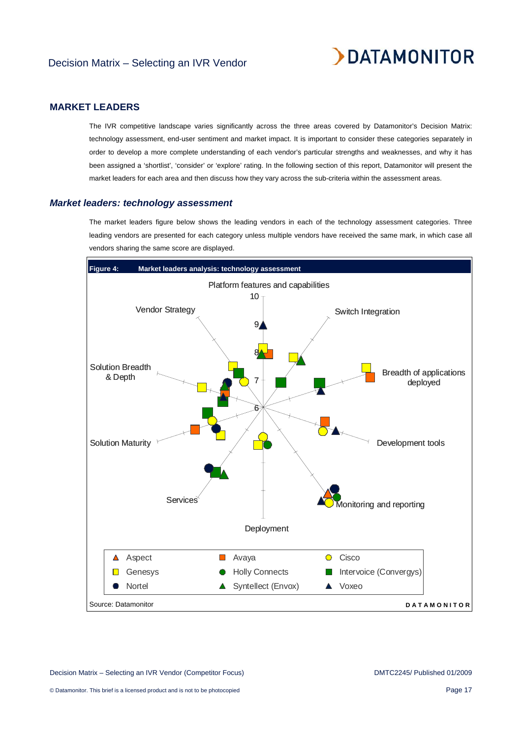## MARKET LEADERS

The IVR competitive landscape varies significantly across the three areas covered by Datamonitor's Decision Matrix: technology assessment, end-user sentiment and market impact. It is important to consider these categories separately in order to develop a more complete understanding of each vendor's particular strengths and weaknesses, and why it has been assigned a 'shortlist', 'consider' or 'explore' rating. In the following section of this report, Datamonitor will present the market leaders for each area and then discuss how they vary across the sub-criteria within the assessment areas.

### *Market leaders: technology assessment*

The market leaders figure below shows the leading vendors in each of the technology assessment categories. Three leading vendors are presented for each category unless multiple vendors have received the same mark, in which case all vendors sharing the same score are displayed.

**Figure 4: Market leaders analysis: technology assessment**

Platform features and capabilities; Switch Integration; Breadth of applications deployed; Development tools; Monitoring and reporting; Deployment; Services; Solution Maturity; Solution Breadth & Depth; Vendor Strategy

Scale: 6, 7, 8, 9, 10

Legend: Aspect; Avaya; Cisco; Genesys; Holly Connects; Intervoice (Convergys); Nortel; Syntellect (Envox); Voxeo

Source: Datamonitor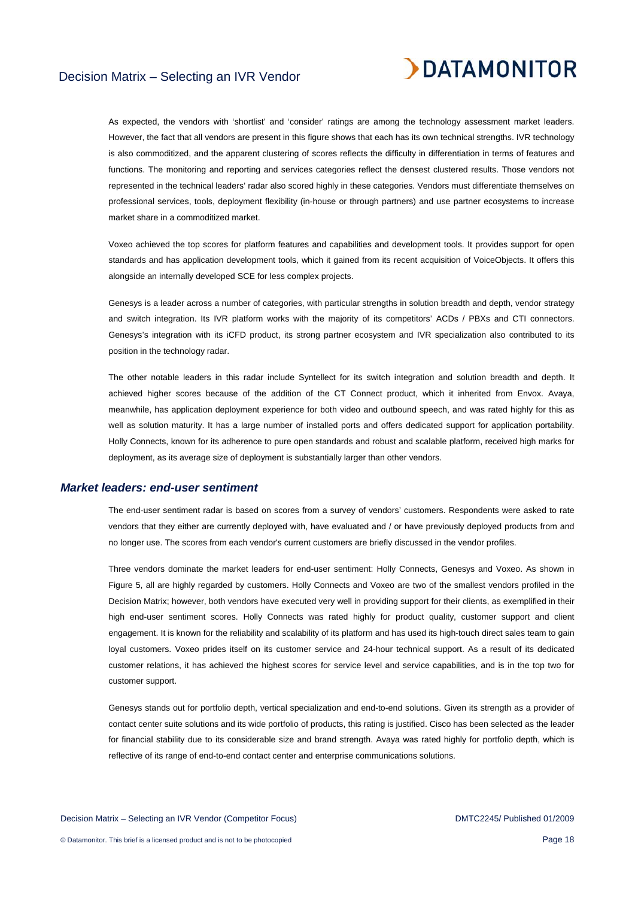As expected, the vendors with 'shortlist' and 'consider' ratings are among the technology assessment market leaders. However, the fact that all vendors are present in this figure shows that each has its own technical strengths. IVR technology is also commoditized, and the apparent clustering of scores reflects the difficulty in differentiation in terms of features and functions. The monitoring and reporting and services categories reflect the densest clustered results. Those vendors not represented in the technical leaders' radar also scored highly in these categories. Vendors must differentiate themselves on professional services, tools, deployment flexibility (in-house or through partners) and use partner ecosystems to increase market share in a commoditized market.

Voxeo achieved the top scores for platform features and capabilities and development tools. It provides support for open standards and has application development tools, which it gained from its recent acquisition of VoiceObjects. It offers this alongside an internally developed SCE for less complex projects.

Genesys is a leader across a number of categories, with particular strengths in solution breadth and depth, vendor strategy and switch integration. Its IVR platform works with the majority of its competitors' ACDs / PBXs and CTI connectors. Genesys's integration with its iCFD product, its strong partner ecosystem and IVR specialization also contributed to its position in the technology radar.

The other notable leaders in this radar include Syntellect for its switch integration and solution breadth and depth. It achieved higher scores because of the addition of the CT Connect product, which it inherited from Envox. Avaya, meanwhile, has application deployment experience for both video and outbound speech, and was rated highly for this as well as solution maturity. It has a large number of installed ports and offers dedicated support for application portability. Holly Connects, known for its adherence to pure open standards and robust and scalable platform, received high marks for deployment, as its average size of deployment is substantially larger than other vendors.

### *Market leaders: end-user sentiment*

The end-user sentiment radar is based on scores from a survey of vendors' customers. Respondents were asked to rate vendors that they either are currently deployed with, have evaluated and / or have previously deployed products from and no longer use. The scores from each vendor's current customers are briefly discussed in the vendor profiles.

Three vendors dominate the market leaders for end-user sentiment: Holly Connects, Genesys and Voxeo. As shown in Figure 5, all are highly regarded by customers. Holly Connects and Voxeo are two of the smallest vendors profiled in the Decision Matrix; however, both vendors have executed very well in providing support for their clients, as exemplified in their high end-user sentiment scores. Holly Connects was rated highly for product quality, customer support and client engagement. It is known for the reliability and scalability of its platform and has used its high-touch direct sales team to gain loyal customers. Voxeo prides itself on its customer service and 24-hour technical support. As a result of its dedicated customer relations, it has achieved the highest scores for service level and service capabilities, and is in the top two for customer support.

Genesys stands out for portfolio depth, vertical specialization and end-to-end solutions. Given its strength as a provider of contact center suite solutions and its wide portfolio of products, this rating is justified. Cisco has been selected as the leader for financial stability due to its considerable size and brand strength. Avaya was rated highly for portfolio depth, which is reflective of its range of end-to-end contact center and enterprise communications solutions.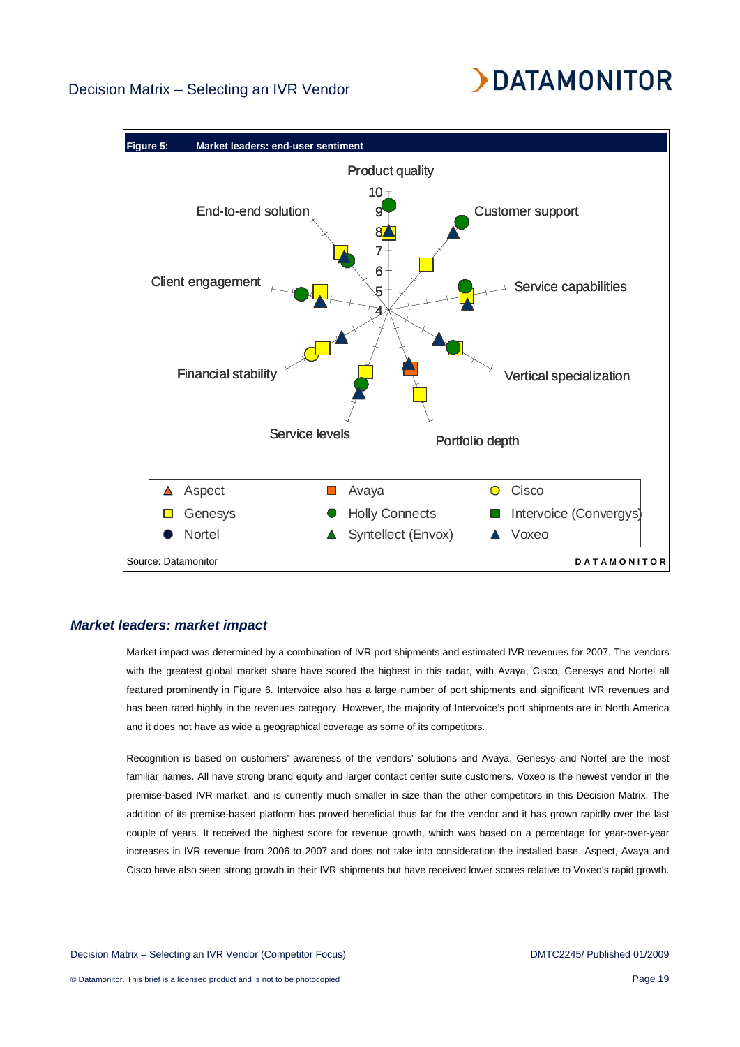**Figure 5: Market leaders: end-user sentiment**

Source: Datamonitor

## *Market leaders: market impact*

Market impact was determined by a combination of IVR port shipments and estimated IVR revenues for 2007. The vendors with the greatest global market share have scored the highest in this radar, with Avaya, Cisco, Genesys and Nortel all featured prominently in Figure 6. Intervoice also has a large number of port shipments and significant IVR revenues and has been rated highly in the revenues category. However, the majority of Intervoice's port shipments are in North America and it does not have as wide a geographical coverage as some of its competitors.

Recognition is based on customers' awareness of the vendors' solutions and Avaya, Genesys and Nortel are the most familiar names. All have strong brand equity and larger contact center suite customers. Voxeo is the newest vendor in the premise-based IVR market, and is currently much smaller in size than the other competitors in this Decision Matrix. The addition of its premise-based platform has proved beneficial thus far for the vendor and it has grown rapidly over the last couple of years. It received the highest score for revenue growth, which was based on a percentage for year-over-year increases in IVR revenue from 2006 to 2007 and does not take into consideration the installed base. Aspect, Avaya and Cisco have also seen strong growth in their IVR shipments but have received lower scores relative to Voxeo's rapid growth.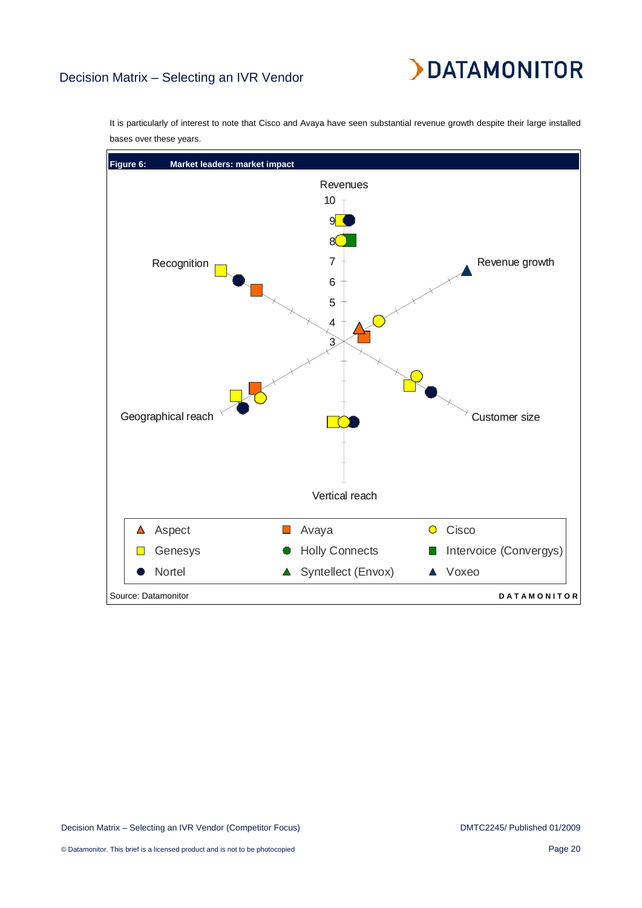It is particularly of interest to note that Cisco and Avaya have seen substantial revenue growth despite their large installed bases over these years.

**Figure 6: Market leaders: market impact**

Revenues

Recognition

Revenue growth

Geographical reach

Customer size

Vertical reach

Legend: Aspect, Avaya, Cisco, Genesys, Holly Connects, Intervoice (Convergys), Nortel, Syntellect (Envox), Voxeo

Source: Datamonitor

DATAMONITOR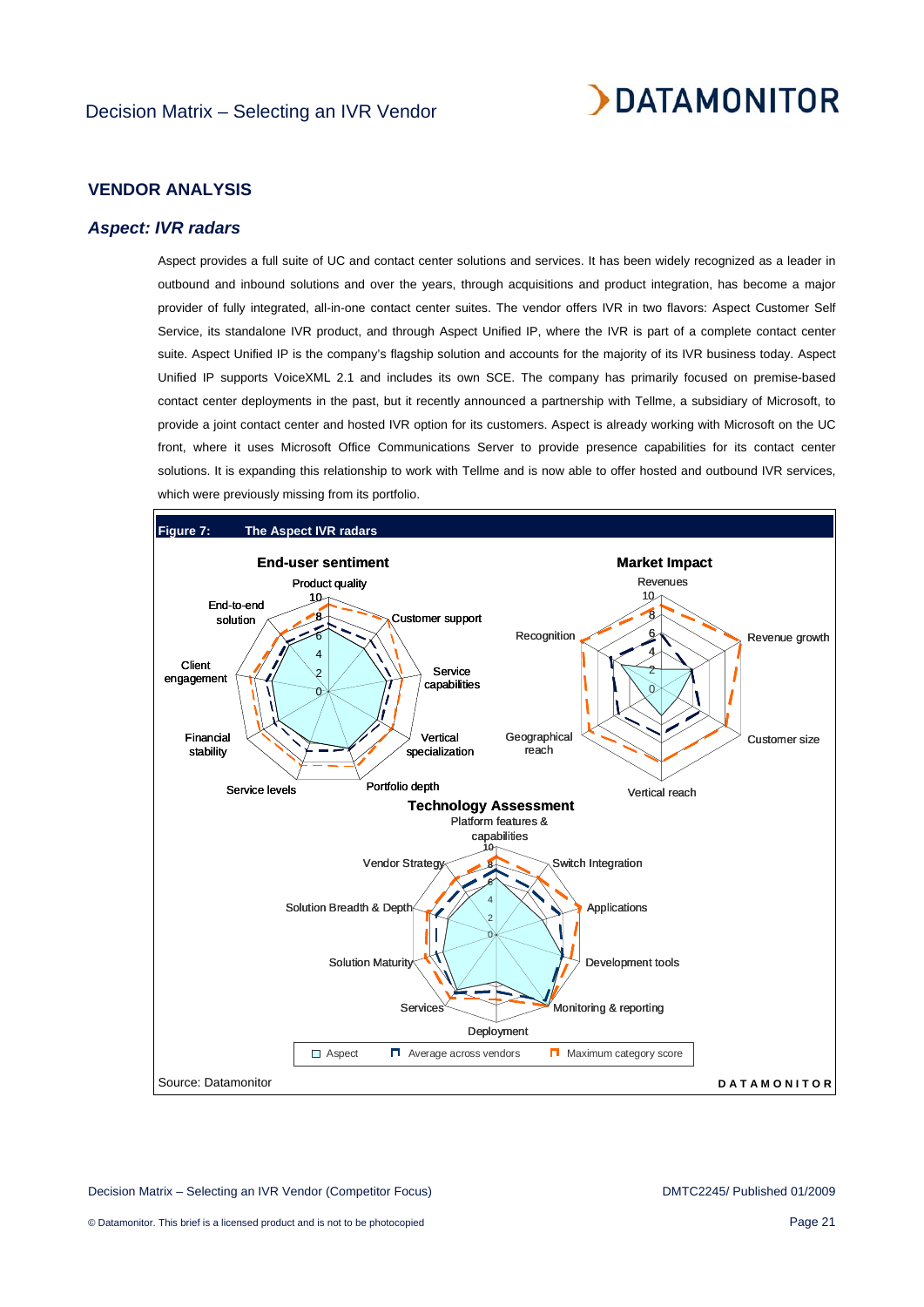## VENDOR ANALYSIS

### *Aspect: IVR radars*

Aspect provides a full suite of UC and contact center solutions and services. It has been widely recognized as a leader in outbound and inbound solutions and over the years, through acquisitions and product integration, has become a major provider of fully integrated, all-in-one contact center suites. The vendor offers IVR in two flavors: Aspect Customer Self Service, its standalone IVR product, and through Aspect Unified IP, where the IVR is part of a complete contact center suite. Aspect Unified IP is the company's flagship solution and accounts for the majority of its IVR business today. Aspect Unified IP supports VoiceXML 2.1 and includes its own SCE. The company has primarily focused on premise-based contact center deployments in the past, but it recently announced a partnership with Tellme, a subsidiary of Microsoft, to provide a joint contact center and hosted IVR option for its customers. Aspect is already working with Microsoft on the UC front, where it uses Microsoft Office Communications Server to provide presence capabilities for its contact center solutions. It is expanding this relationship to work with Tellme and is now able to offer hosted and outbound IVR services, which were previously missing from its portfolio.

**Figure 7: The Aspect IVR radars**

**End-user sentiment**: Product quality, Customer support, Service capabilities, Vertical specialization, Portfolio depth, Service levels, Financial stability, Client engagement, End-to-end solution

**Market Impact**: Revenues, Revenue growth, Customer size, Vertical reach, Geographical reach, Recognition

**Technology Assessment**: Platform features & capabilities, Switch Integration, Applications, Development tools, Monitoring & reporting, Deployment, Services, Solution Maturity, Solution Breadth & Depth, Vendor Strategy

Legend: Aspect; Average across vendors; Maximum category score

Source: Datamonitor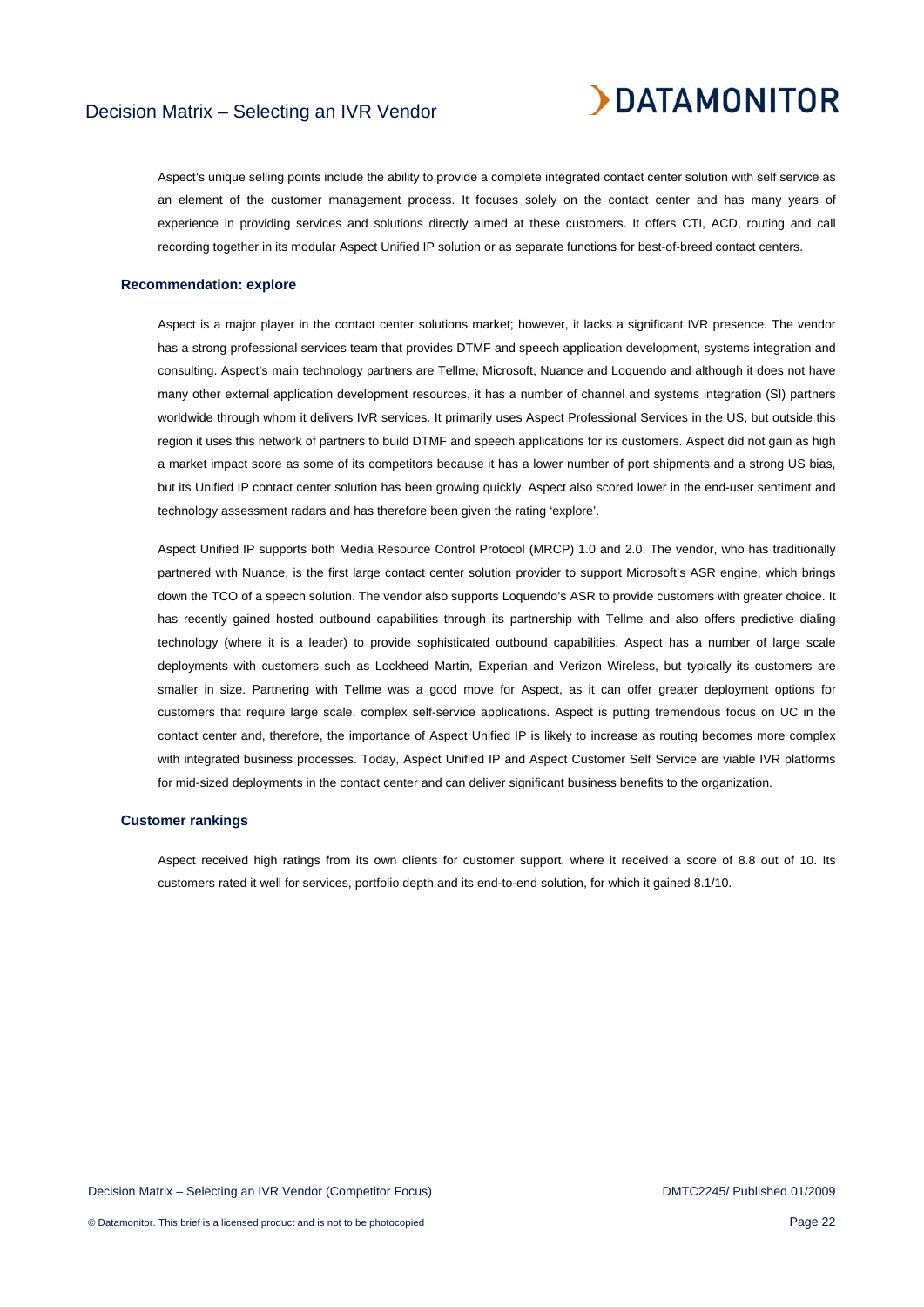Aspect's unique selling points include the ability to provide a complete integrated contact center solution with self service as an element of the customer management process. It focuses solely on the contact center and has many years of experience in providing services and solutions directly aimed at these customers. It offers CTI, ACD, routing and call recording together in its modular Aspect Unified IP solution or as separate functions for best-of-breed contact centers.

### Recommendation: explore

Aspect is a major player in the contact center solutions market; however, it lacks a significant IVR presence. The vendor has a strong professional services team that provides DTMF and speech application development, systems integration and consulting. Aspect's main technology partners are Tellme, Microsoft, Nuance and Loquendo and although it does not have many other external application development resources, it has a number of channel and systems integration (SI) partners worldwide through whom it delivers IVR services. It primarily uses Aspect Professional Services in the US, but outside this region it uses this network of partners to build DTMF and speech applications for its customers. Aspect did not gain as high a market impact score as some of its competitors because it has a lower number of port shipments and a strong US bias, but its Unified IP contact center solution has been growing quickly. Aspect also scored lower in the end-user sentiment and technology assessment radars and has therefore been given the rating 'explore'.

Aspect Unified IP supports both Media Resource Control Protocol (MRCP) 1.0 and 2.0. The vendor, who has traditionally partnered with Nuance, is the first large contact center solution provider to support Microsoft's ASR engine, which brings down the TCO of a speech solution. The vendor also supports Loquendo's ASR to provide customers with greater choice. It has recently gained hosted outbound capabilities through its partnership with Tellme and also offers predictive dialing technology (where it is a leader) to provide sophisticated outbound capabilities. Aspect has a number of large scale deployments with customers such as Lockheed Martin, Experian and Verizon Wireless, but typically its customers are smaller in size. Partnering with Tellme was a good move for Aspect, as it can offer greater deployment options for customers that require large scale, complex self-service applications. Aspect is putting tremendous focus on UC in the contact center and, therefore, the importance of Aspect Unified IP is likely to increase as routing becomes more complex with integrated business processes. Today, Aspect Unified IP and Aspect Customer Self Service are viable IVR platforms for mid-sized deployments in the contact center and can deliver significant business benefits to the organization.

### Customer rankings

Aspect received high ratings from its own clients for customer support, where it received a score of 8.8 out of 10. Its customers rated it well for services, portfolio depth and its end-to-end solution, for which it gained 8.1/10.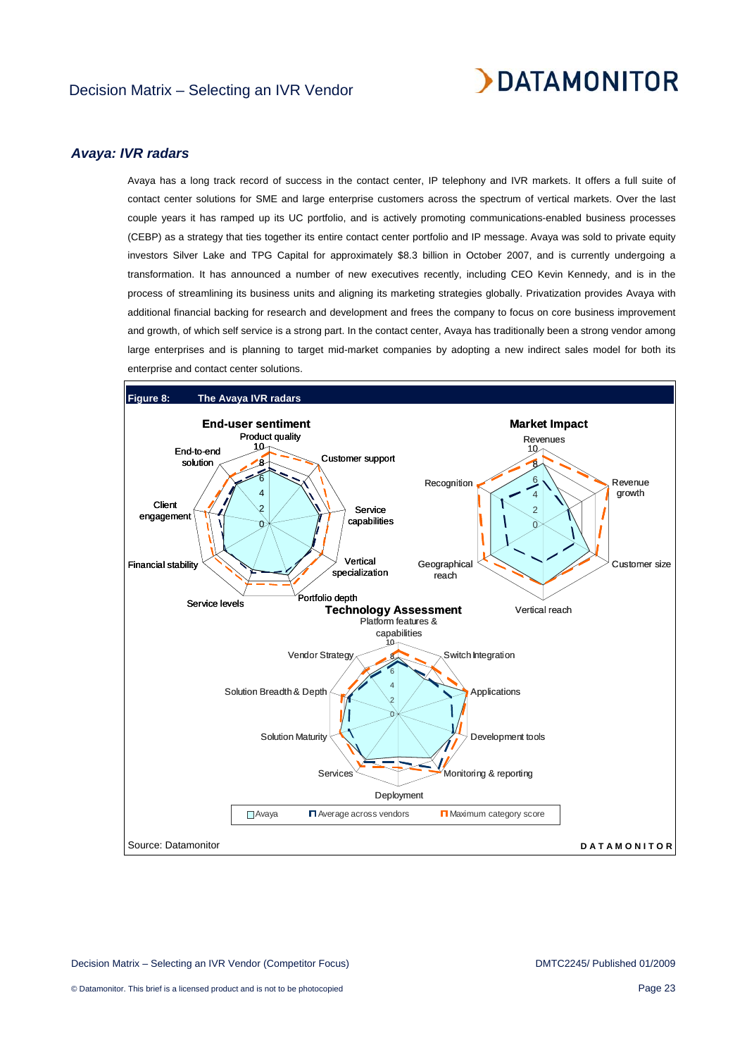## *Avaya: IVR radars*

Avaya has a long track record of success in the contact center, IP telephony and IVR markets. It offers a full suite of contact center solutions for SME and large enterprise customers across the spectrum of vertical markets. Over the last couple years it has ramped up its UC portfolio, and is actively promoting communications-enabled business processes (CEBP) as a strategy that ties together its entire contact center portfolio and IP message. Avaya was sold to private equity investors Silver Lake and TPG Capital for approximately $8.3 billion in October 2007, and is currently undergoing a transformation. It has announced a number of new executives recently, including CEO Kevin Kennedy, and is in the process of streamlining its business units and aligning its marketing strategies globally. Privatization provides Avaya with additional financial backing for research and development and frees the company to focus on core business improvement and growth, of which self service is a strong part. In the contact center, Avaya has traditionally been a strong vendor among large enterprises and is planning to target mid-market companies by adopting a new indirect sales model for both its enterprise and contact center solutions.

**Figure 8: The Avaya IVR radars**

**End-user sentiment**: Product quality, Customer support, Service capabilities, Vertical specialization, Portfolio depth, Service levels, Financial stability, Client engagement, End-to-end solution

**Market Impact**: Revenues, Revenue growth, Customer size, Vertical reach, Geographical reach, Recognition

**Technology Assessment**: Platform features & capabilities, Switch Integration, Applications, Development tools, Monitoring & reporting, Deployment, Services, Solution Maturity, Solution Breadth & Depth, Vendor Strategy

Legend: Avaya; Average across vendors; Maximum category score

Source: Datamonitor

DATAMONITOR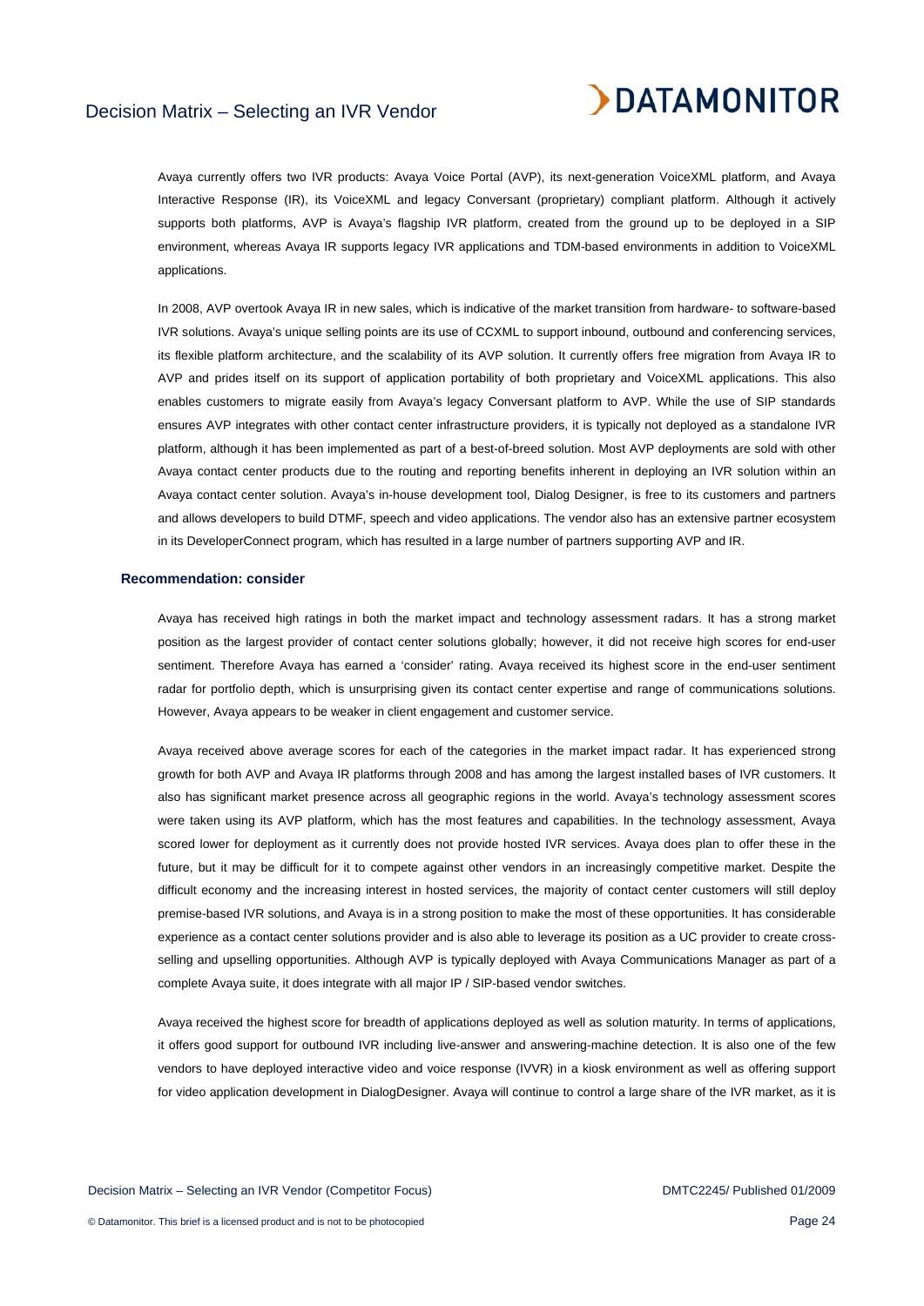Avaya currently offers two IVR products: Avaya Voice Portal (AVP), its next-generation VoiceXML platform, and Avaya Interactive Response (IR), its VoiceXML and legacy Conversant (proprietary) compliant platform. Although it actively supports both platforms, AVP is Avaya's flagship IVR platform, created from the ground up to be deployed in a SIP environment, whereas Avaya IR supports legacy IVR applications and TDM-based environments in addition to VoiceXML applications.

In 2008, AVP overtook Avaya IR in new sales, which is indicative of the market transition from hardware- to software-based IVR solutions. Avaya's unique selling points are its use of CCXML to support inbound, outbound and conferencing services, its flexible platform architecture, and the scalability of its AVP solution. It currently offers free migration from Avaya IR to AVP and prides itself on its support of application portability of both proprietary and VoiceXML applications. This also enables customers to migrate easily from Avaya's legacy Conversant platform to AVP. While the use of SIP standards ensures AVP integrates with other contact center infrastructure providers, it is typically not deployed as a standalone IVR platform, although it has been implemented as part of a best-of-breed solution. Most AVP deployments are sold with other Avaya contact center products due to the routing and reporting benefits inherent in deploying an IVR solution within an Avaya contact center solution. Avaya's in-house development tool, Dialog Designer, is free to its customers and partners and allows developers to build DTMF, speech and video applications. The vendor also has an extensive partner ecosystem in its DeveloperConnect program, which has resulted in a large number of partners supporting AVP and IR.

### Recommendation: consider

Avaya has received high ratings in both the market impact and technology assessment radars. It has a strong market position as the largest provider of contact center solutions globally; however, it did not receive high scores for end-user sentiment. Therefore Avaya has earned a 'consider' rating. Avaya received its highest score in the end-user sentiment radar for portfolio depth, which is unsurprising given its contact center expertise and range of communications solutions. However, Avaya appears to be weaker in client engagement and customer service.

Avaya received above average scores for each of the categories in the market impact radar. It has experienced strong growth for both AVP and Avaya IR platforms through 2008 and has among the largest installed bases of IVR customers. It also has significant market presence across all geographic regions in the world. Avaya's technology assessment scores were taken using its AVP platform, which has the most features and capabilities. In the technology assessment, Avaya scored lower for deployment as it currently does not provide hosted IVR services. Avaya does plan to offer these in the future, but it may be difficult for it to compete against other vendors in an increasingly competitive market. Despite the difficult economy and the increasing interest in hosted services, the majority of contact center customers will still deploy premise-based IVR solutions, and Avaya is in a strong position to make the most of these opportunities. It has considerable experience as a contact center solutions provider and is also able to leverage its position as a UC provider to create cross-selling and upselling opportunities. Although AVP is typically deployed with Avaya Communications Manager as part of a complete Avaya suite, it does integrate with all major IP / SIP-based vendor switches.

Avaya received the highest score for breadth of applications deployed as well as solution maturity. In terms of applications, it offers good support for outbound IVR including live-answer and answering-machine detection. It is also one of the few vendors to have deployed interactive video and voice response (IVVR) in a kiosk environment as well as offering support for video application development in DialogDesigner. Avaya will continue to control a large share of the IVR market, as it is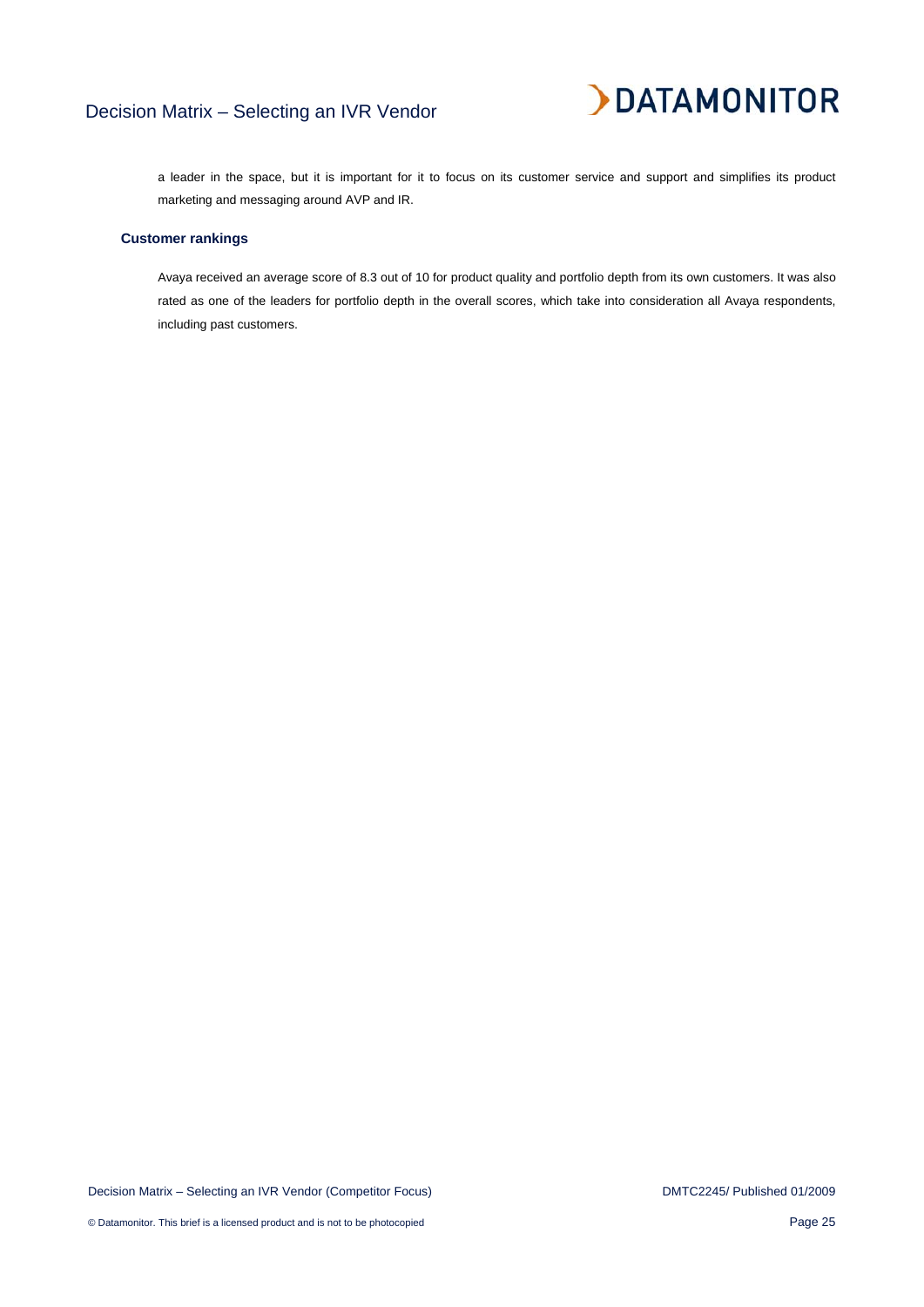a leader in the space, but it is important for it to focus on its customer service and support and simplifies its product marketing and messaging around AVP and IR.

### Customer rankings

Avaya received an average score of 8.3 out of 10 for product quality and portfolio depth from its own customers. It was also rated as one of the leaders for portfolio depth in the overall scores, which take into consideration all Avaya respondents, including past customers.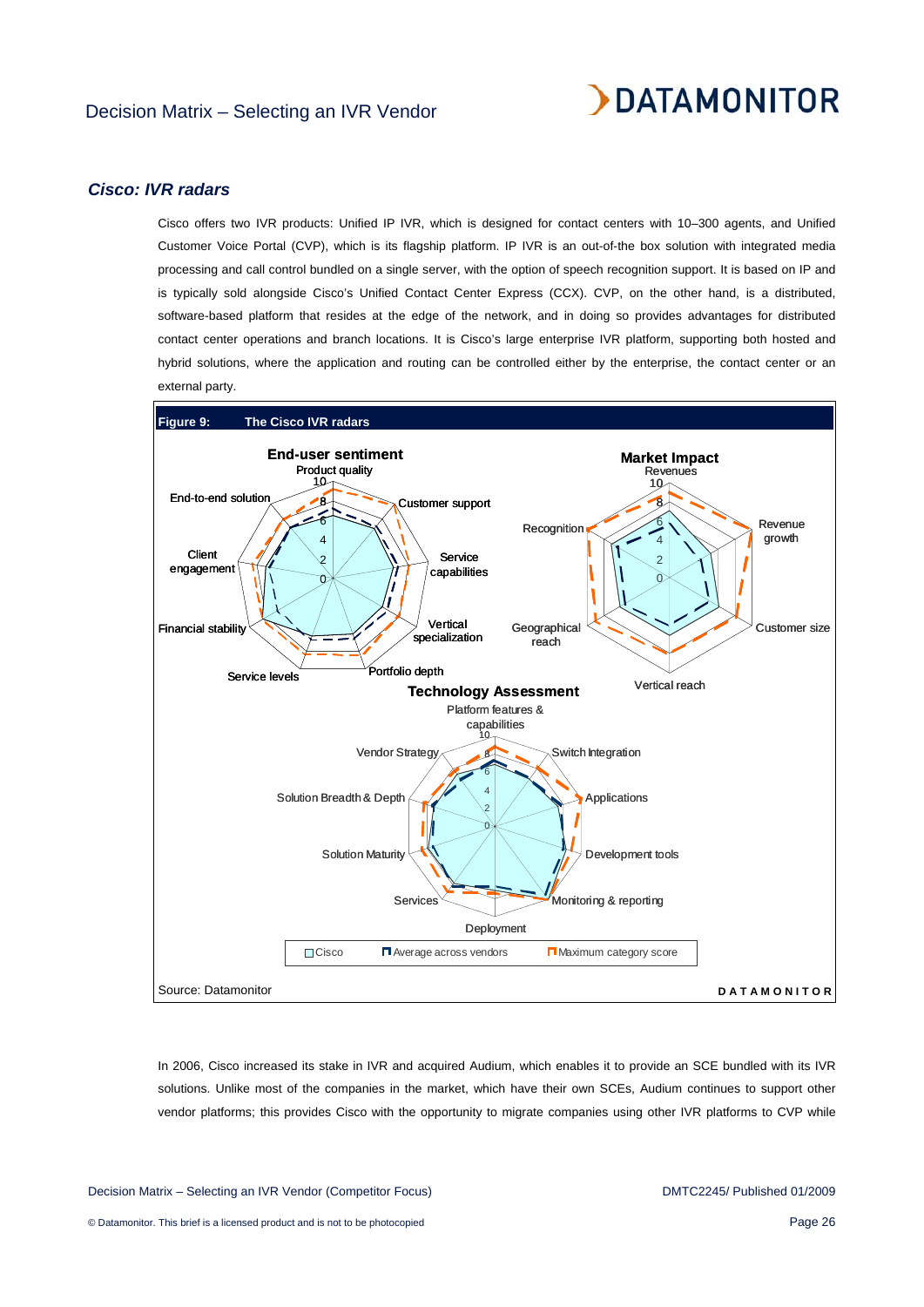## *Cisco: IVR radars*

Cisco offers two IVR products: Unified IP IVR, which is designed for contact centers with 10–300 agents, and Unified Customer Voice Portal (CVP), which is its flagship platform. IP IVR is an out-of-the box solution with integrated media processing and call control bundled on a single server, with the option of speech recognition support. It is based on IP and is typically sold alongside Cisco's Unified Contact Center Express (CCX). CVP, on the other hand, is a distributed, software-based platform that resides at the edge of the network, and in doing so provides advantages for distributed contact center operations and branch locations. It is Cisco's large enterprise IVR platform, supporting both hosted and hybrid solutions, where the application and routing can be controlled either by the enterprise, the contact center or an external party.

**Figure 9: The Cisco IVR radars**

Source: Datamonitor

In 2006, Cisco increased its stake in IVR and acquired Audium, which enables it to provide an SCE bundled with its IVR solutions. Unlike most of the companies in the market, which have their own SCEs, Audium continues to support other vendor platforms; this provides Cisco with the opportunity to migrate companies using other IVR platforms to CVP while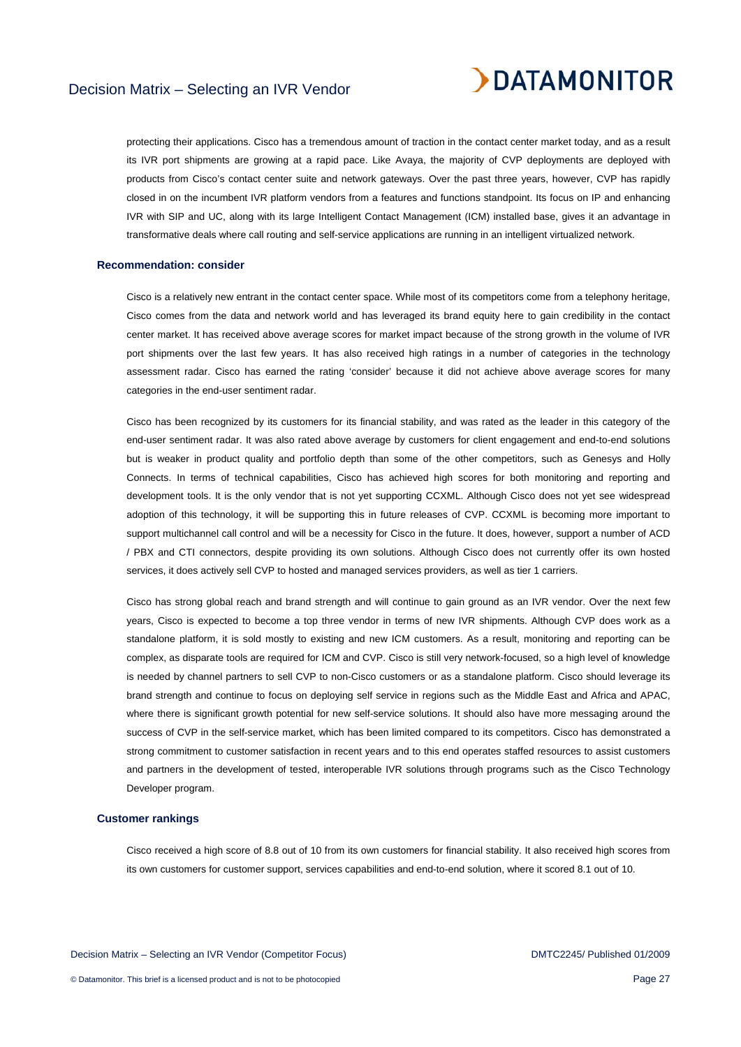protecting their applications. Cisco has a tremendous amount of traction in the contact center market today, and as a result its IVR port shipments are growing at a rapid pace. Like Avaya, the majority of CVP deployments are deployed with products from Cisco's contact center suite and network gateways. Over the past three years, however, CVP has rapidly closed in on the incumbent IVR platform vendors from a features and functions standpoint. Its focus on IP and enhancing IVR with SIP and UC, along with its large Intelligent Contact Management (ICM) installed base, gives it an advantage in transformative deals where call routing and self-service applications are running in an intelligent virtualized network.

### Recommendation: consider

Cisco is a relatively new entrant in the contact center space. While most of its competitors come from a telephony heritage, Cisco comes from the data and network world and has leveraged its brand equity here to gain credibility in the contact center market. It has received above average scores for market impact because of the strong growth in the volume of IVR port shipments over the last few years. It has also received high ratings in a number of categories in the technology assessment radar. Cisco has earned the rating 'consider' because it did not achieve above average scores for many categories in the end-user sentiment radar.

Cisco has been recognized by its customers for its financial stability, and was rated as the leader in this category of the end-user sentiment radar. It was also rated above average by customers for client engagement and end-to-end solutions but is weaker in product quality and portfolio depth than some of the other competitors, such as Genesys and Holly Connects. In terms of technical capabilities, Cisco has achieved high scores for both monitoring and reporting and development tools. It is the only vendor that is not yet supporting CCXML. Although Cisco does not yet see widespread adoption of this technology, it will be supporting this in future releases of CVP. CCXML is becoming more important to support multichannel call control and will be a necessity for Cisco in the future. It does, however, support a number of ACD / PBX and CTI connectors, despite providing its own solutions. Although Cisco does not currently offer its own hosted services, it does actively sell CVP to hosted and managed services providers, as well as tier 1 carriers.

Cisco has strong global reach and brand strength and will continue to gain ground as an IVR vendor. Over the next few years, Cisco is expected to become a top three vendor in terms of new IVR shipments. Although CVP does work as a standalone platform, it is sold mostly to existing and new ICM customers. As a result, monitoring and reporting can be complex, as disparate tools are required for ICM and CVP. Cisco is still very network-focused, so a high level of knowledge is needed by channel partners to sell CVP to non-Cisco customers or as a standalone platform. Cisco should leverage its brand strength and continue to focus on deploying self service in regions such as the Middle East and Africa and APAC, where there is significant growth potential for new self-service solutions. It should also have more messaging around the success of CVP in the self-service market, which has been limited compared to its competitors. Cisco has demonstrated a strong commitment to customer satisfaction in recent years and to this end operates staffed resources to assist customers and partners in the development of tested, interoperable IVR solutions through programs such as the Cisco Technology Developer program.

### Customer rankings

Cisco received a high score of 8.8 out of 10 from its own customers for financial stability. It also received high scores from its own customers for customer support, services capabilities and end-to-end solution, where it scored 8.1 out of 10.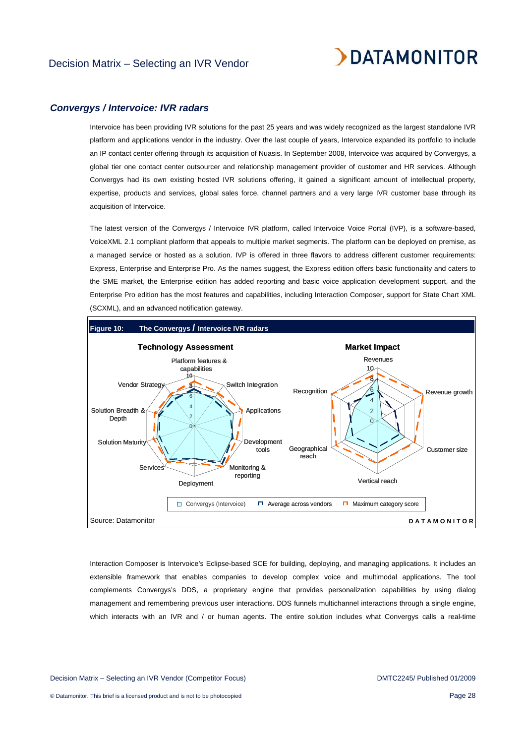### *Convergys / Intervoice: IVR radars*

Intervoice has been providing IVR solutions for the past 25 years and was widely recognized as the largest standalone IVR platform and applications vendor in the industry. Over the last couple of years, Intervoice expanded its portfolio to include an IP contact center offering through its acquisition of Nuasis. In September 2008, Intervoice was acquired by Convergys, a global tier one contact center outsourcer and relationship management provider of customer and HR services. Although Convergys had its own existing hosted IVR solutions offering, it gained a significant amount of intellectual property, expertise, products and services, global sales force, channel partners and a very large IVR customer base through its acquisition of Intervoice.

The latest version of the Convergys / Intervoice IVR platform, called Intervoice Voice Portal (IVP), is a software-based, VoiceXML 2.1 compliant platform that appeals to multiple market segments. The platform can be deployed on premise, as a managed service or hosted as a solution. IVP is offered in three flavors to address different customer requirements: Express, Enterprise and Enterprise Pro. As the names suggest, the Express edition offers basic functionality and caters to the SME market, the Enterprise edition has added reporting and basic voice application development support, and the Enterprise Pro edition has the most features and capabilities, including Interaction Composer, support for State Chart XML (SCXML), and an advanced notification gateway.

**Figure 10: The Convergys / Intervoice IVR radars**

**Technology Assessment** — axes: Platform features & capabilities, Switch Integration, Applications, Development tools, Monitoring & reporting, Deployment, Services, Solution Maturity, Solution Breadth & Depth, Vendor Strategy

**Market Impact** — axes: Revenues, Revenue growth, Customer size, Vertical reach, Geographical reach, Recognition

Legend: Convergys (Intervoice) | Average across vendors | Maximum category score

Source: Datamonitor

Interaction Composer is Intervoice's Eclipse-based SCE for building, deploying, and managing applications. It includes an extensible framework that enables companies to develop complex voice and multimodal applications. The tool complements Convergys's DDS, a proprietary engine that provides personalization capabilities by using dialog management and remembering previous user interactions. DDS funnels multichannel interactions through a single engine, which interacts with an IVR and / or human agents. The entire solution includes what Convergys calls a real-time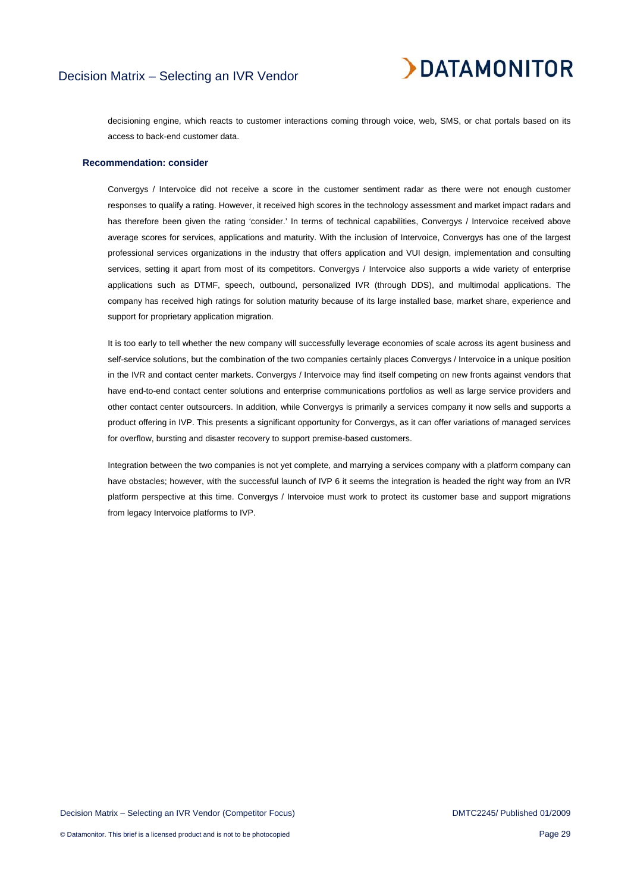decisioning engine, which reacts to customer interactions coming through voice, web, SMS, or chat portals based on its access to back-end customer data.

### Recommendation: consider

Convergys / Intervoice did not receive a score in the customer sentiment radar as there were not enough customer responses to qualify a rating. However, it received high scores in the technology assessment and market impact radars and has therefore been given the rating 'consider.' In terms of technical capabilities, Convergys / Intervoice received above average scores for services, applications and maturity. With the inclusion of Intervoice, Convergys has one of the largest professional services organizations in the industry that offers application and VUI design, implementation and consulting services, setting it apart from most of its competitors. Convergys / Intervoice also supports a wide variety of enterprise applications such as DTMF, speech, outbound, personalized IVR (through DDS), and multimodal applications. The company has received high ratings for solution maturity because of its large installed base, market share, experience and support for proprietary application migration.

It is too early to tell whether the new company will successfully leverage economies of scale across its agent business and self-service solutions, but the combination of the two companies certainly places Convergys / Intervoice in a unique position in the IVR and contact center markets. Convergys / Intervoice may find itself competing on new fronts against vendors that have end-to-end contact center solutions and enterprise communications portfolios as well as large service providers and other contact center outsourcers. In addition, while Convergys is primarily a services company it now sells and supports a product offering in IVP. This presents a significant opportunity for Convergys, as it can offer variations of managed services for overflow, bursting and disaster recovery to support premise-based customers.

Integration between the two companies is not yet complete, and marrying a services company with a platform company can have obstacles; however, with the successful launch of IVP 6 it seems the integration is headed the right way from an IVR platform perspective at this time. Convergys / Intervoice must work to protect its customer base and support migrations from legacy Intervoice platforms to IVP.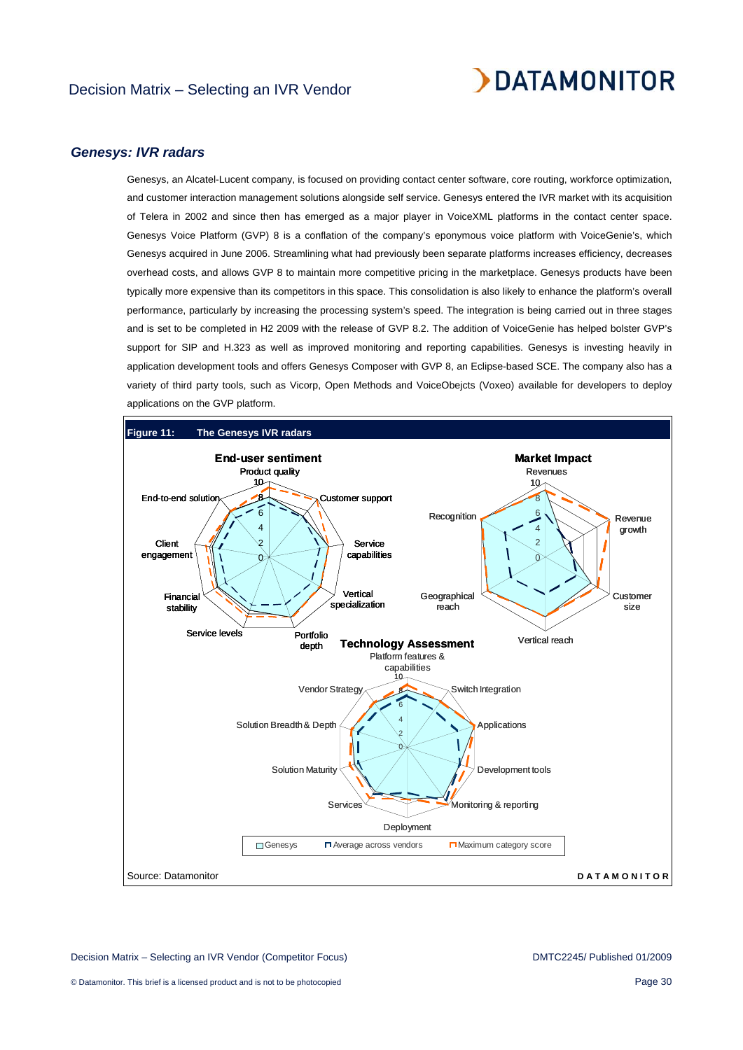## *Genesys: IVR radars*

Genesys, an Alcatel-Lucent company, is focused on providing contact center software, core routing, workforce optimization, and customer interaction management solutions alongside self service. Genesys entered the IVR market with its acquisition of Telera in 2002 and since then has emerged as a major player in VoiceXML platforms in the contact center space. Genesys Voice Platform (GVP) 8 is a conflation of the company's eponymous voice platform with VoiceGenie's, which Genesys acquired in June 2006. Streamlining what had previously been separate platforms increases efficiency, decreases overhead costs, and allows GVP 8 to maintain more competitive pricing in the marketplace. Genesys products have been typically more expensive than its competitors in this space. This consolidation is also likely to enhance the platform's overall performance, particularly by increasing the processing system's speed. The integration is being carried out in three stages and is set to be completed in H2 2009 with the release of GVP 8.2. The addition of VoiceGenie has helped bolster GVP's support for SIP and H.323 as well as improved monitoring and reporting capabilities. Genesys is investing heavily in application development tools and offers Genesys Composer with GVP 8, an Eclipse-based SCE. The company also has a variety of third party tools, such as Vicorp, Open Methods and VoiceObejcts (Voxeo) available for developers to deploy applications on the GVP platform.

**Figure 11: The Genesys IVR radars**

Source: Datamonitor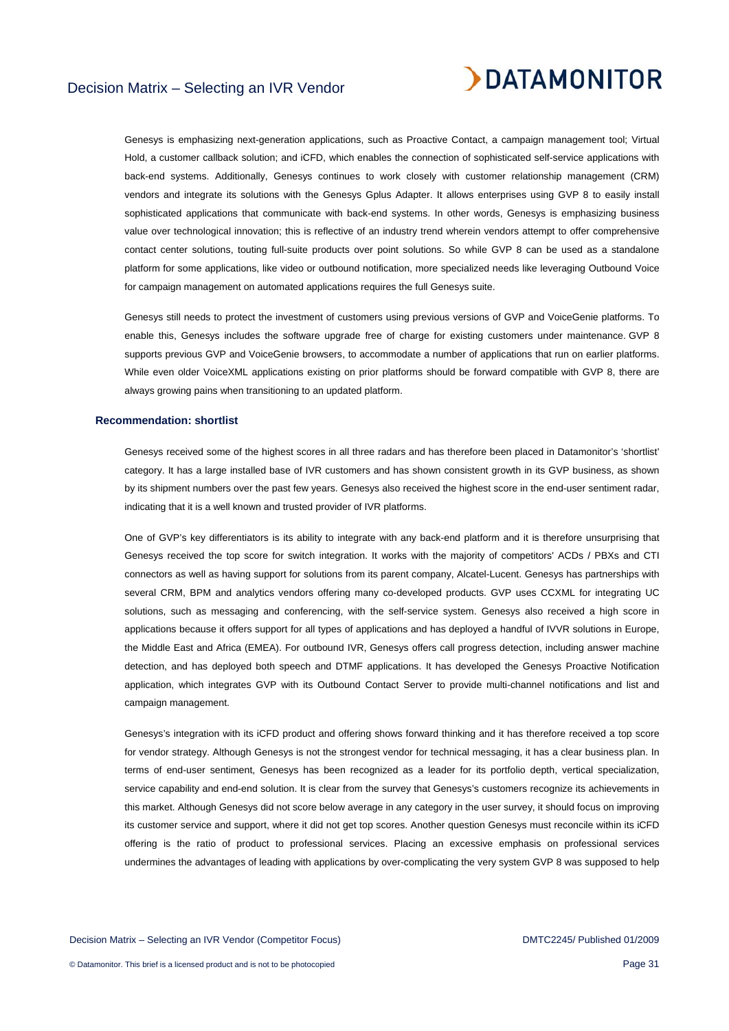Genesys is emphasizing next-generation applications, such as Proactive Contact, a campaign management tool; Virtual Hold, a customer callback solution; and iCFD, which enables the connection of sophisticated self-service applications with back-end systems. Additionally, Genesys continues to work closely with customer relationship management (CRM) vendors and integrate its solutions with the Genesys Gplus Adapter. It allows enterprises using GVP 8 to easily install sophisticated applications that communicate with back-end systems. In other words, Genesys is emphasizing business value over technological innovation; this is reflective of an industry trend wherein vendors attempt to offer comprehensive contact center solutions, touting full-suite products over point solutions. So while GVP 8 can be used as a standalone platform for some applications, like video or outbound notification, more specialized needs like leveraging Outbound Voice for campaign management on automated applications requires the full Genesys suite.

Genesys still needs to protect the investment of customers using previous versions of GVP and VoiceGenie platforms. To enable this, Genesys includes the software upgrade free of charge for existing customers under maintenance. GVP 8 supports previous GVP and VoiceGenie browsers, to accommodate a number of applications that run on earlier platforms. While even older VoiceXML applications existing on prior platforms should be forward compatible with GVP 8, there are always growing pains when transitioning to an updated platform.

### Recommendation: shortlist

Genesys received some of the highest scores in all three radars and has therefore been placed in Datamonitor's 'shortlist' category. It has a large installed base of IVR customers and has shown consistent growth in its GVP business, as shown by its shipment numbers over the past few years. Genesys also received the highest score in the end-user sentiment radar, indicating that it is a well known and trusted provider of IVR platforms.

One of GVP's key differentiators is its ability to integrate with any back-end platform and it is therefore unsurprising that Genesys received the top score for switch integration. It works with the majority of competitors' ACDs / PBXs and CTI connectors as well as having support for solutions from its parent company, Alcatel-Lucent. Genesys has partnerships with several CRM, BPM and analytics vendors offering many co-developed products. GVP uses CCXML for integrating UC solutions, such as messaging and conferencing, with the self-service system. Genesys also received a high score in applications because it offers support for all types of applications and has deployed a handful of IVVR solutions in Europe, the Middle East and Africa (EMEA). For outbound IVR, Genesys offers call progress detection, including answer machine detection, and has deployed both speech and DTMF applications. It has developed the Genesys Proactive Notification application, which integrates GVP with its Outbound Contact Server to provide multi-channel notifications and list and campaign management.

Genesys's integration with its iCFD product and offering shows forward thinking and it has therefore received a top score for vendor strategy. Although Genesys is not the strongest vendor for technical messaging, it has a clear business plan. In terms of end-user sentiment, Genesys has been recognized as a leader for its portfolio depth, vertical specialization, service capability and end-end solution. It is clear from the survey that Genesys's customers recognize its achievements in this market. Although Genesys did not score below average in any category in the user survey, it should focus on improving its customer service and support, where it did not get top scores. Another question Genesys must reconcile within its iCFD offering is the ratio of product to professional services. Placing an excessive emphasis on professional services undermines the advantages of leading with applications by over-complicating the very system GVP 8 was supposed to help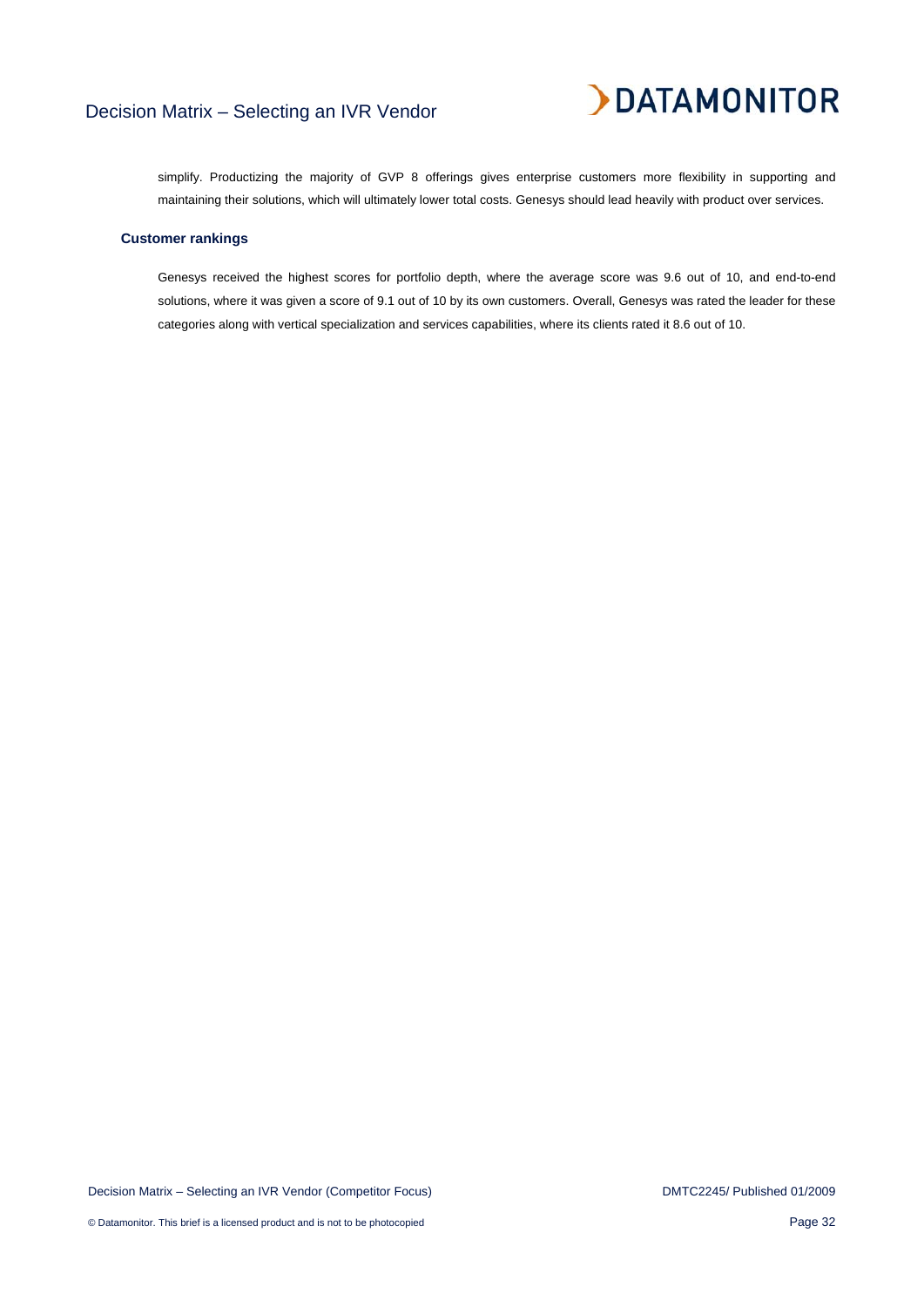simplify. Productizing the majority of GVP 8 offerings gives enterprise customers more flexibility in supporting and maintaining their solutions, which will ultimately lower total costs. Genesys should lead heavily with product over services.

### Customer rankings

Genesys received the highest scores for portfolio depth, where the average score was 9.6 out of 10, and end-to-end solutions, where it was given a score of 9.1 out of 10 by its own customers. Overall, Genesys was rated the leader for these categories along with vertical specialization and services capabilities, where its clients rated it 8.6 out of 10.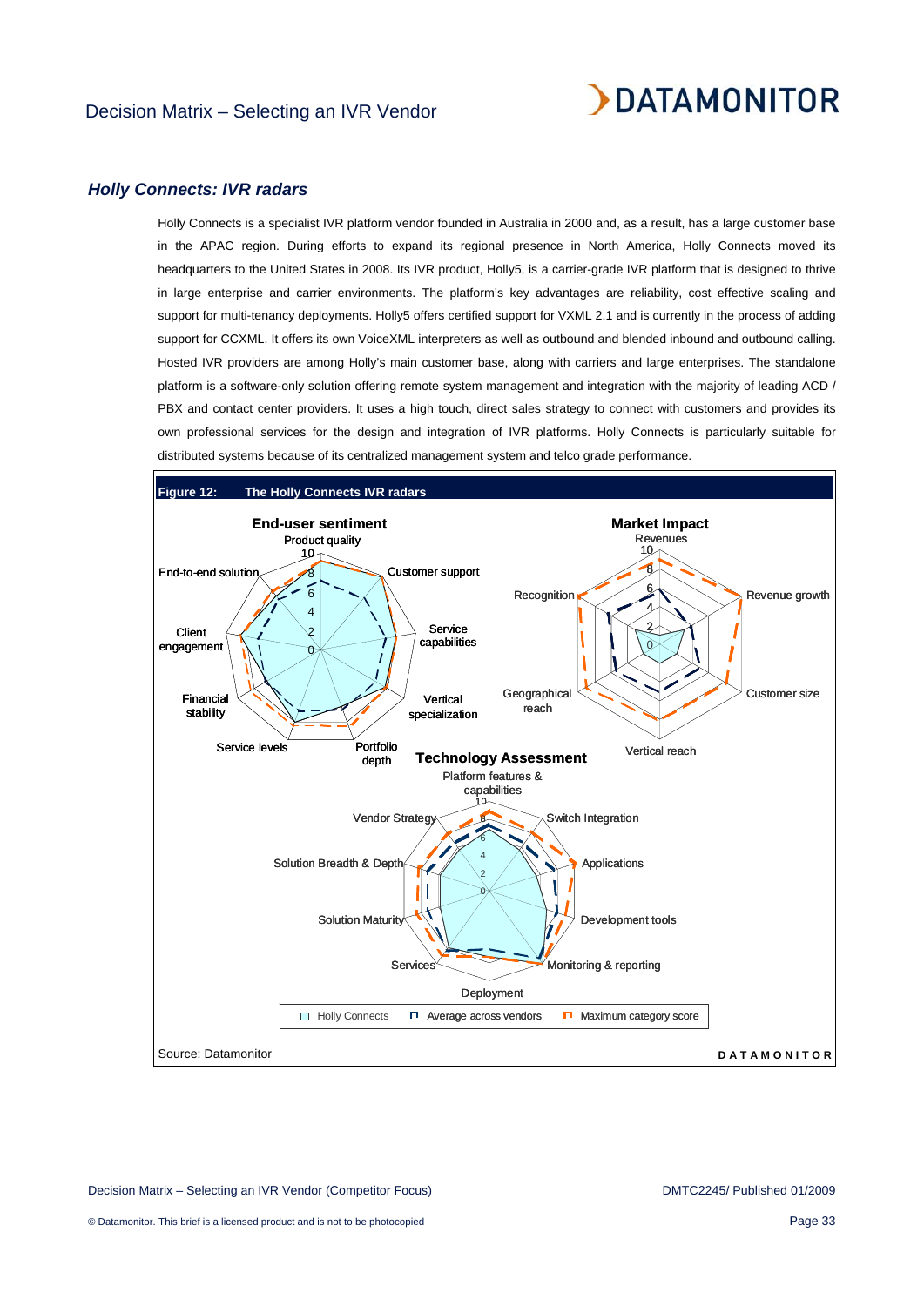### *Holly Connects: IVR radars*

Holly Connects is a specialist IVR platform vendor founded in Australia in 2000 and, as a result, has a large customer base in the APAC region. During efforts to expand its regional presence in North America, Holly Connects moved its headquarters to the United States in 2008. Its IVR product, Holly5, is a carrier-grade IVR platform that is designed to thrive in large enterprise and carrier environments. The platform's key advantages are reliability, cost effective scaling and support for multi-tenancy deployments. Holly5 offers certified support for VXML 2.1 and is currently in the process of adding support for CCXML. It offers its own VoiceXML interpreters as well as outbound and blended inbound and outbound calling. Hosted IVR providers are among Holly's main customer base, along with carriers and large enterprises. The standalone platform is a software-only solution offering remote system management and integration with the majority of leading ACD / PBX and contact center providers. It uses a high touch, direct sales strategy to connect with customers and provides its own professional services for the design and integration of IVR platforms. Holly Connects is particularly suitable for distributed systems because of its centralized management system and telco grade performance.

**Figure 12: The Holly Connects IVR radars**

Source: Datamonitor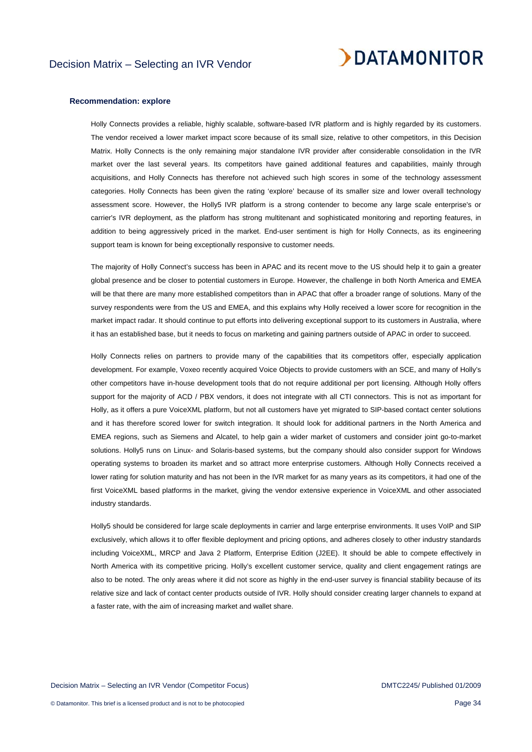**Recommendation: explore**

Holly Connects provides a reliable, highly scalable, software-based IVR platform and is highly regarded by its customers. The vendor received a lower market impact score because of its small size, relative to other competitors, in this Decision Matrix. Holly Connects is the only remaining major standalone IVR provider after considerable consolidation in the IVR market over the last several years. Its competitors have gained additional features and capabilities, mainly through acquisitions, and Holly Connects has therefore not achieved such high scores in some of the technology assessment categories. Holly Connects has been given the rating 'explore' because of its smaller size and lower overall technology assessment score. However, the Holly5 IVR platform is a strong contender to become any large scale enterprise's or carrier's IVR deployment, as the platform has strong multitenant and sophisticated monitoring and reporting features, in addition to being aggressively priced in the market. End-user sentiment is high for Holly Connects, as its engineering support team is known for being exceptionally responsive to customer needs.

The majority of Holly Connect's success has been in APAC and its recent move to the US should help it to gain a greater global presence and be closer to potential customers in Europe. However, the challenge in both North America and EMEA will be that there are many more established competitors than in APAC that offer a broader range of solutions. Many of the survey respondents were from the US and EMEA, and this explains why Holly received a lower score for recognition in the market impact radar. It should continue to put efforts into delivering exceptional support to its customers in Australia, where it has an established base, but it needs to focus on marketing and gaining partners outside of APAC in order to succeed.

Holly Connects relies on partners to provide many of the capabilities that its competitors offer, especially application development. For example, Voxeo recently acquired Voice Objects to provide customers with an SCE, and many of Holly's other competitors have in-house development tools that do not require additional per port licensing. Although Holly offers support for the majority of ACD / PBX vendors, it does not integrate with all CTI connectors. This is not as important for Holly, as it offers a pure VoiceXML platform, but not all customers have yet migrated to SIP-based contact center solutions and it has therefore scored lower for switch integration. It should look for additional partners in the North America and EMEA regions, such as Siemens and Alcatel, to help gain a wider market of customers and consider joint go-to-market solutions. Holly5 runs on Linux- and Solaris-based systems, but the company should also consider support for Windows operating systems to broaden its market and so attract more enterprise customers. Although Holly Connects received a lower rating for solution maturity and has not been in the IVR market for as many years as its competitors, it had one of the first VoiceXML based platforms in the market, giving the vendor extensive experience in VoiceXML and other associated industry standards.

Holly5 should be considered for large scale deployments in carrier and large enterprise environments. It uses VoIP and SIP exclusively, which allows it to offer flexible deployment and pricing options, and adheres closely to other industry standards including VoiceXML, MRCP and Java 2 Platform, Enterprise Edition (J2EE). It should be able to compete effectively in North America with its competitive pricing. Holly's excellent customer service, quality and client engagement ratings are also to be noted. The only areas where it did not score as highly in the end-user survey is financial stability because of its relative size and lack of contact center products outside of IVR. Holly should consider creating larger channels to expand at a faster rate, with the aim of increasing market and wallet share.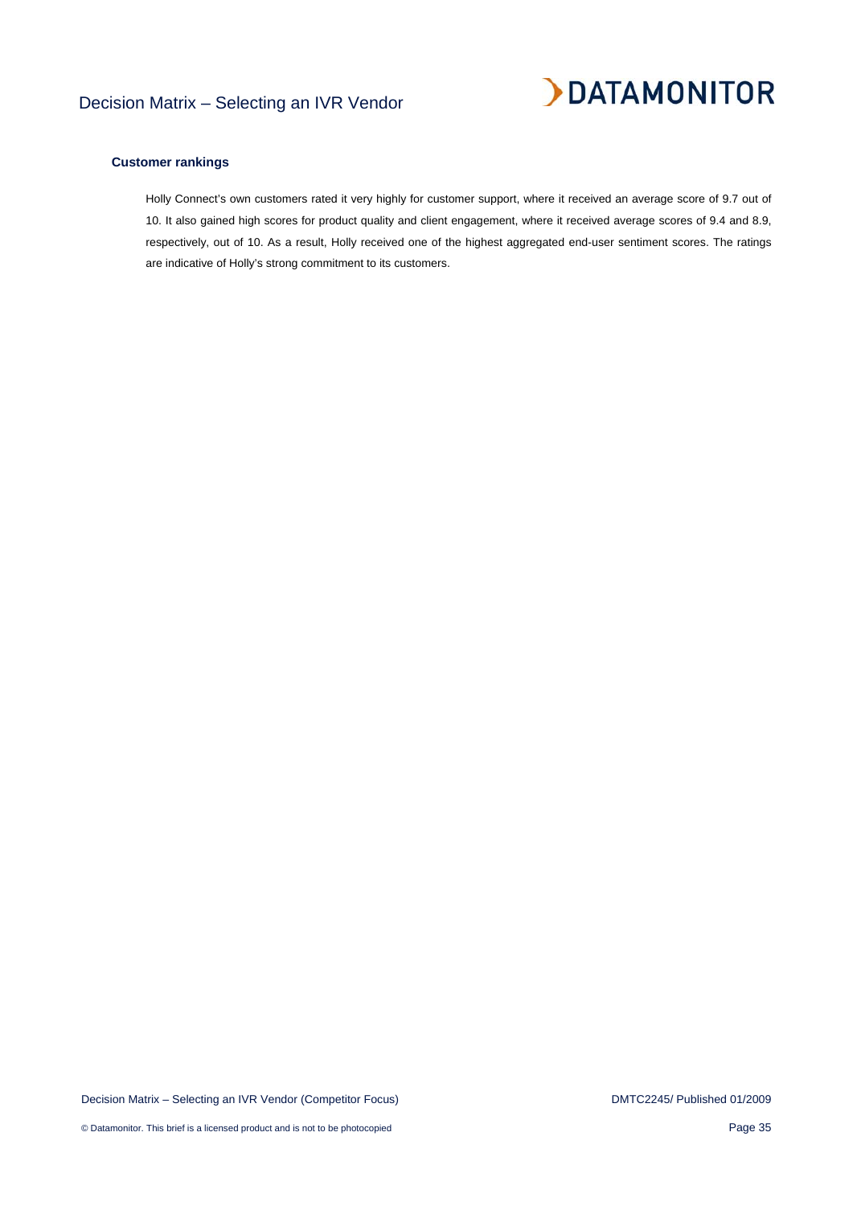### Customer rankings

Holly Connect's own customers rated it very highly for customer support, where it received an average score of 9.7 out of 10. It also gained high scores for product quality and client engagement, where it received average scores of 9.4 and 8.9, respectively, out of 10. As a result, Holly received one of the highest aggregated end-user sentiment scores. The ratings are indicative of Holly's strong commitment to its customers.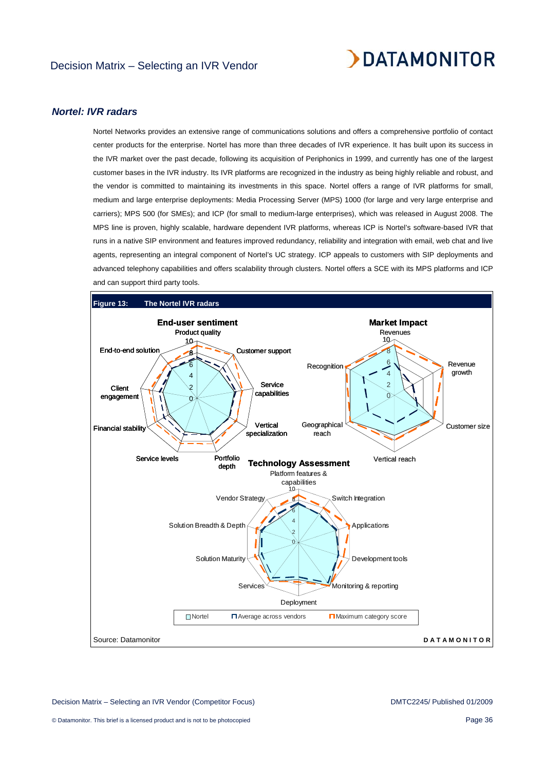## Nortel: IVR radars

Nortel Networks provides an extensive range of communications solutions and offers a comprehensive portfolio of contact center products for the enterprise. Nortel has more than three decades of IVR experience. It has built upon its success in the IVR market over the past decade, following its acquisition of Periphonics in 1999, and currently has one of the largest customer bases in the IVR industry. Its IVR platforms are recognized in the industry as being highly reliable and robust, and the vendor is committed to maintaining its investments in this space. Nortel offers a range of IVR platforms for small, medium and large enterprise deployments: Media Processing Server (MPS) 1000 (for large and very large enterprise and carriers); MPS 500 (for SMEs); and ICP (for small to medium-large enterprises), which was released in August 2008. The MPS line is proven, highly scalable, hardware dependent IVR platforms, whereas ICP is Nortel's software-based IVR that runs in a native SIP environment and features improved redundancy, reliability and integration with email, web chat and live agents, representing an integral component of Nortel's UC strategy. ICP appeals to customers with SIP deployments and advanced telephony capabilities and offers scalability through clusters. Nortel offers a SCE with its MPS platforms and ICP and can support third party tools.

**Figure 13: The Nortel IVR radars**

**End-user sentiment**: Product quality, Customer support, Service capabilities, Vertical specialization, Portfolio depth, Service levels, Financial stability, Client engagement, End-to-end solution

**Market Impact**: Revenues, Revenue growth, Customer size, Vertical reach, Geographical reach, Recognition

**Technology Assessment**: Platform features & capabilities, Switch Integration, Applications, Development tools, Monitoring & reporting, Deployment, Services, Solution Maturity, Solution Breadth & Depth, Vendor Strategy

Legend: Nortel; Average across vendors; Maximum category score

Source: Datamonitor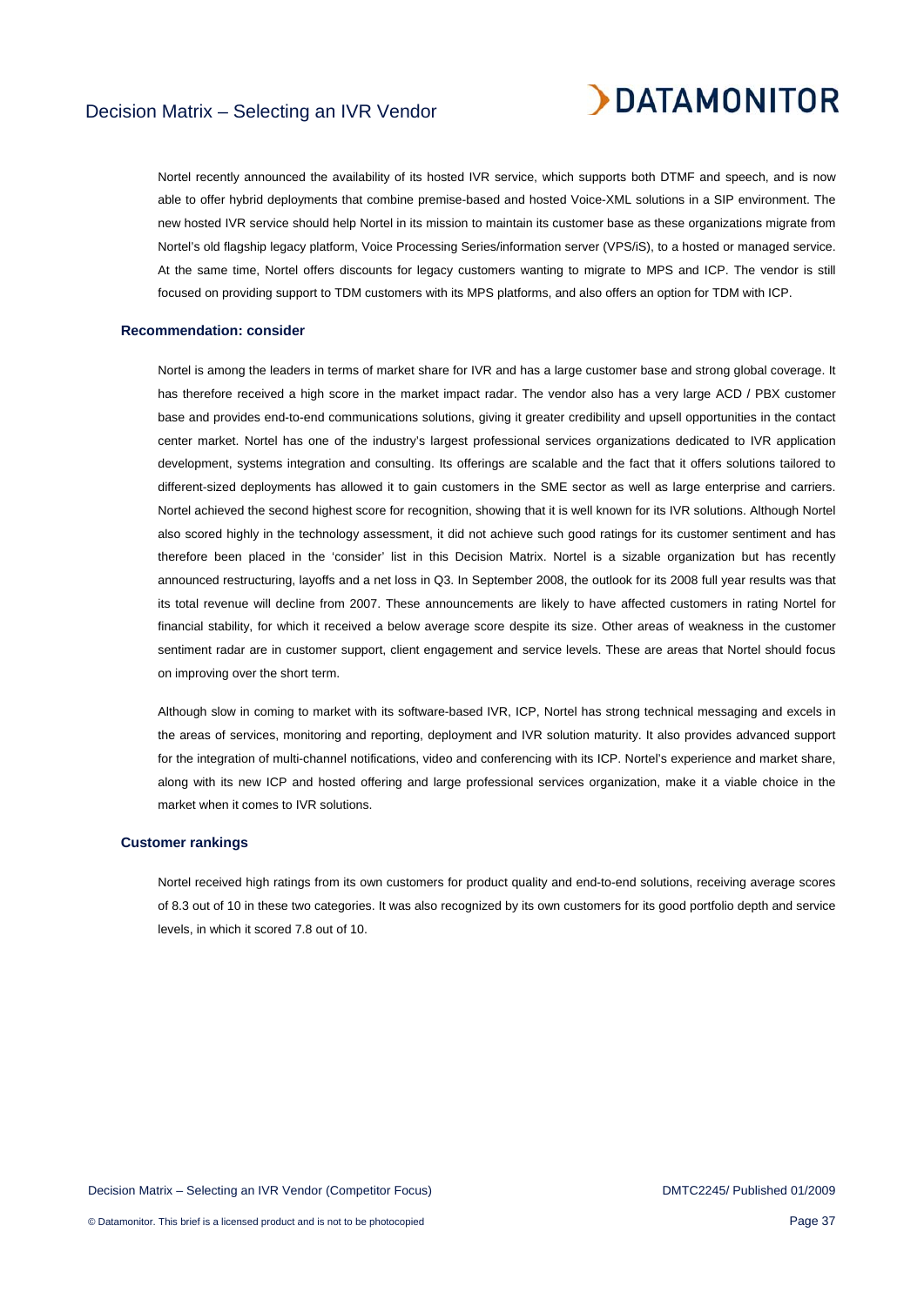Nortel recently announced the availability of its hosted IVR service, which supports both DTMF and speech, and is now able to offer hybrid deployments that combine premise-based and hosted Voice-XML solutions in a SIP environment. The new hosted IVR service should help Nortel in its mission to maintain its customer base as these organizations migrate from Nortel's old flagship legacy platform, Voice Processing Series/information server (VPS/iS), to a hosted or managed service. At the same time, Nortel offers discounts for legacy customers wanting to migrate to MPS and ICP. The vendor is still focused on providing support to TDM customers with its MPS platforms, and also offers an option for TDM with ICP.

### Recommendation: consider

Nortel is among the leaders in terms of market share for IVR and has a large customer base and strong global coverage. It has therefore received a high score in the market impact radar. The vendor also has a very large ACD / PBX customer base and provides end-to-end communications solutions, giving it greater credibility and upsell opportunities in the contact center market. Nortel has one of the industry's largest professional services organizations dedicated to IVR application development, systems integration and consulting. Its offerings are scalable and the fact that it offers solutions tailored to different-sized deployments has allowed it to gain customers in the SME sector as well as large enterprise and carriers. Nortel achieved the second highest score for recognition, showing that it is well known for its IVR solutions. Although Nortel also scored highly in the technology assessment, it did not achieve such good ratings for its customer sentiment and has therefore been placed in the 'consider' list in this Decision Matrix. Nortel is a sizable organization but has recently announced restructuring, layoffs and a net loss in Q3. In September 2008, the outlook for its 2008 full year results was that its total revenue will decline from 2007. These announcements are likely to have affected customers in rating Nortel for financial stability, for which it received a below average score despite its size. Other areas of weakness in the customer sentiment radar are in customer support, client engagement and service levels. These are areas that Nortel should focus on improving over the short term.

Although slow in coming to market with its software-based IVR, ICP, Nortel has strong technical messaging and excels in the areas of services, monitoring and reporting, deployment and IVR solution maturity. It also provides advanced support for the integration of multi-channel notifications, video and conferencing with its ICP. Nortel's experience and market share, along with its new ICP and hosted offering and large professional services organization, make it a viable choice in the market when it comes to IVR solutions.

### Customer rankings

Nortel received high ratings from its own customers for product quality and end-to-end solutions, receiving average scores of 8.3 out of 10 in these two categories. It was also recognized by its own customers for its good portfolio depth and service levels, in which it scored 7.8 out of 10.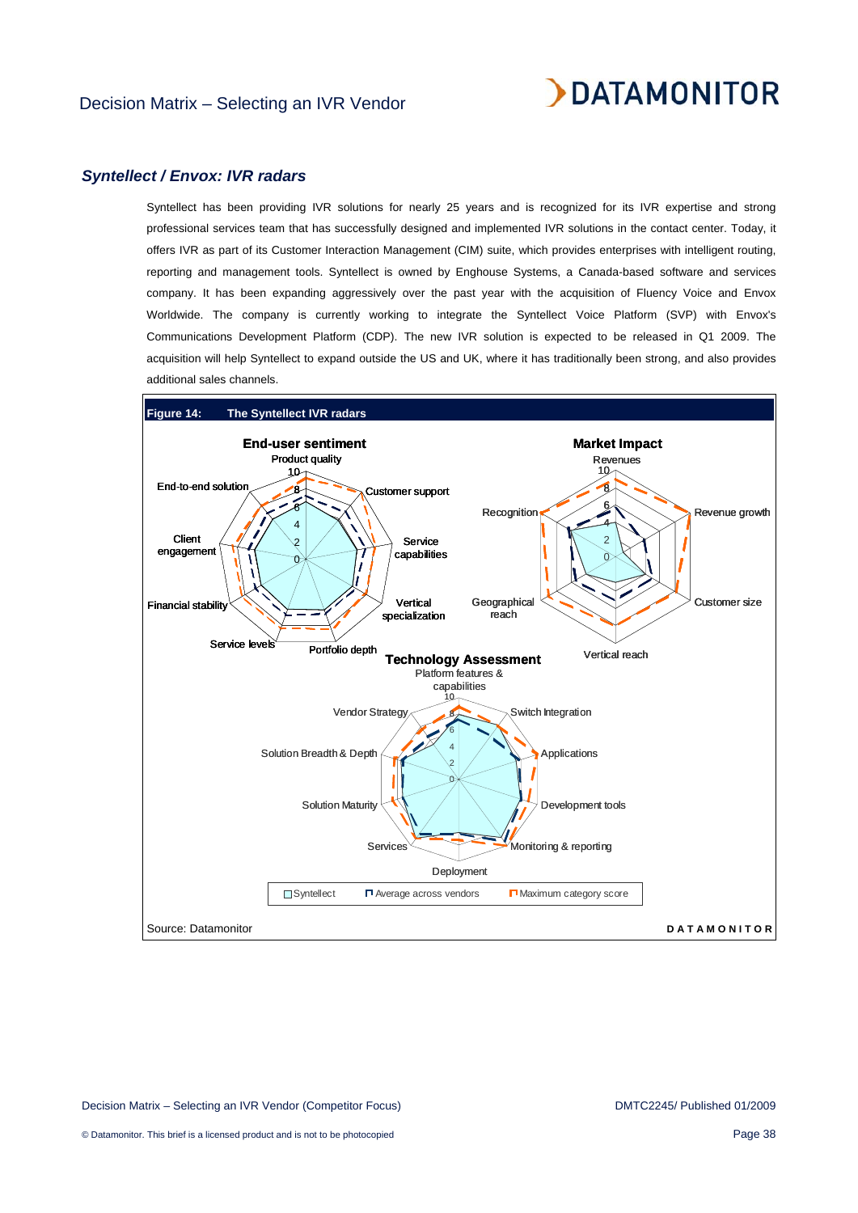### *Syntellect / Envox: IVR radars*

Syntellect has been providing IVR solutions for nearly 25 years and is recognized for its IVR expertise and strong professional services team that has successfully designed and implemented IVR solutions in the contact center. Today, it offers IVR as part of its Customer Interaction Management (CIM) suite, which provides enterprises with intelligent routing, reporting and management tools. Syntellect is owned by Enghouse Systems, a Canada-based software and services company. It has been expanding aggressively over the past year with the acquisition of Fluency Voice and Envox Worldwide. The company is currently working to integrate the Syntellect Voice Platform (SVP) with Envox's Communications Development Platform (CDP). The new IVR solution is expected to be released in Q1 2009. The acquisition will help Syntellect to expand outside the US and UK, where it has traditionally been strong, and also provides additional sales channels.

**Figure 14: The Syntellect IVR radars**

**End-user sentiment**: Product quality, Customer support, Service capabilities, Vertical specialization, Portfolio depth, Service levels, Financial stability, Client engagement, End-to-end solution

**Market Impact**: Revenues, Revenue growth, Customer size, Vertical reach, Geographical reach, Recognition

**Technology Assessment**: Platform features & capabilities, Switch Integration, Applications, Development tools, Monitoring & reporting, Deployment, Services, Solution Maturity, Solution Breadth & Depth, Vendor Strategy

Legend: Syntellect; Average across vendors; Maximum category score

Source: Datamonitor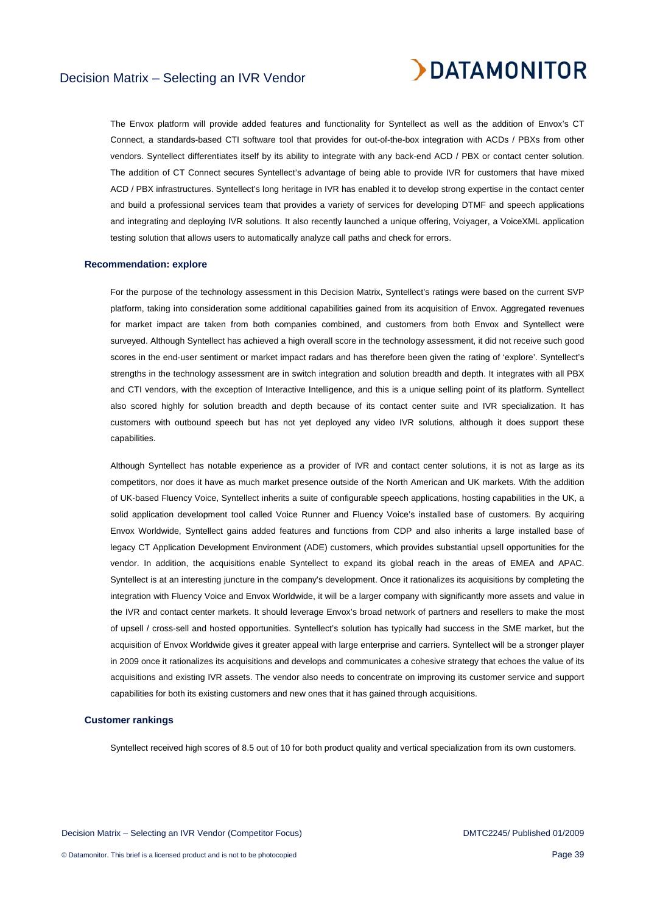The Envox platform will provide added features and functionality for Syntellect as well as the addition of Envox's CT Connect, a standards-based CTI software tool that provides for out-of-the-box integration with ACDs / PBXs from other vendors. Syntellect differentiates itself by its ability to integrate with any back-end ACD / PBX or contact center solution. The addition of CT Connect secures Syntellect's advantage of being able to provide IVR for customers that have mixed ACD / PBX infrastructures. Syntellect's long heritage in IVR has enabled it to develop strong expertise in the contact center and build a professional services team that provides a variety of services for developing DTMF and speech applications and integrating and deploying IVR solutions. It also recently launched a unique offering, Voiyager, a VoiceXML application testing solution that allows users to automatically analyze call paths and check for errors.

### Recommendation: explore

For the purpose of the technology assessment in this Decision Matrix, Syntellect's ratings were based on the current SVP platform, taking into consideration some additional capabilities gained from its acquisition of Envox. Aggregated revenues for market impact are taken from both companies combined, and customers from both Envox and Syntellect were surveyed. Although Syntellect has achieved a high overall score in the technology assessment, it did not receive such good scores in the end-user sentiment or market impact radars and has therefore been given the rating of 'explore'. Syntellect's strengths in the technology assessment are in switch integration and solution breadth and depth. It integrates with all PBX and CTI vendors, with the exception of Interactive Intelligence, and this is a unique selling point of its platform. Syntellect also scored highly for solution breadth and depth because of its contact center suite and IVR specialization. It has customers with outbound speech but has not yet deployed any video IVR solutions, although it does support these capabilities.

Although Syntellect has notable experience as a provider of IVR and contact center solutions, it is not as large as its competitors, nor does it have as much market presence outside of the North American and UK markets. With the addition of UK-based Fluency Voice, Syntellect inherits a suite of configurable speech applications, hosting capabilities in the UK, a solid application development tool called Voice Runner and Fluency Voice's installed base of customers. By acquiring Envox Worldwide, Syntellect gains added features and functions from CDP and also inherits a large installed base of legacy CT Application Development Environment (ADE) customers, which provides substantial upsell opportunities for the vendor. In addition, the acquisitions enable Syntellect to expand its global reach in the areas of EMEA and APAC. Syntellect is at an interesting juncture in the company's development. Once it rationalizes its acquisitions by completing the integration with Fluency Voice and Envox Worldwide, it will be a larger company with significantly more assets and value in the IVR and contact center markets. It should leverage Envox's broad network of partners and resellers to make the most of upsell / cross-sell and hosted opportunities. Syntellect's solution has typically had success in the SME market, but the acquisition of Envox Worldwide gives it greater appeal with large enterprise and carriers. Syntellect will be a stronger player in 2009 once it rationalizes its acquisitions and develops and communicates a cohesive strategy that echoes the value of its acquisitions and existing IVR assets. The vendor also needs to concentrate on improving its customer service and support capabilities for both its existing customers and new ones that it has gained through acquisitions.

### Customer rankings

Syntellect received high scores of 8.5 out of 10 for both product quality and vertical specialization from its own customers.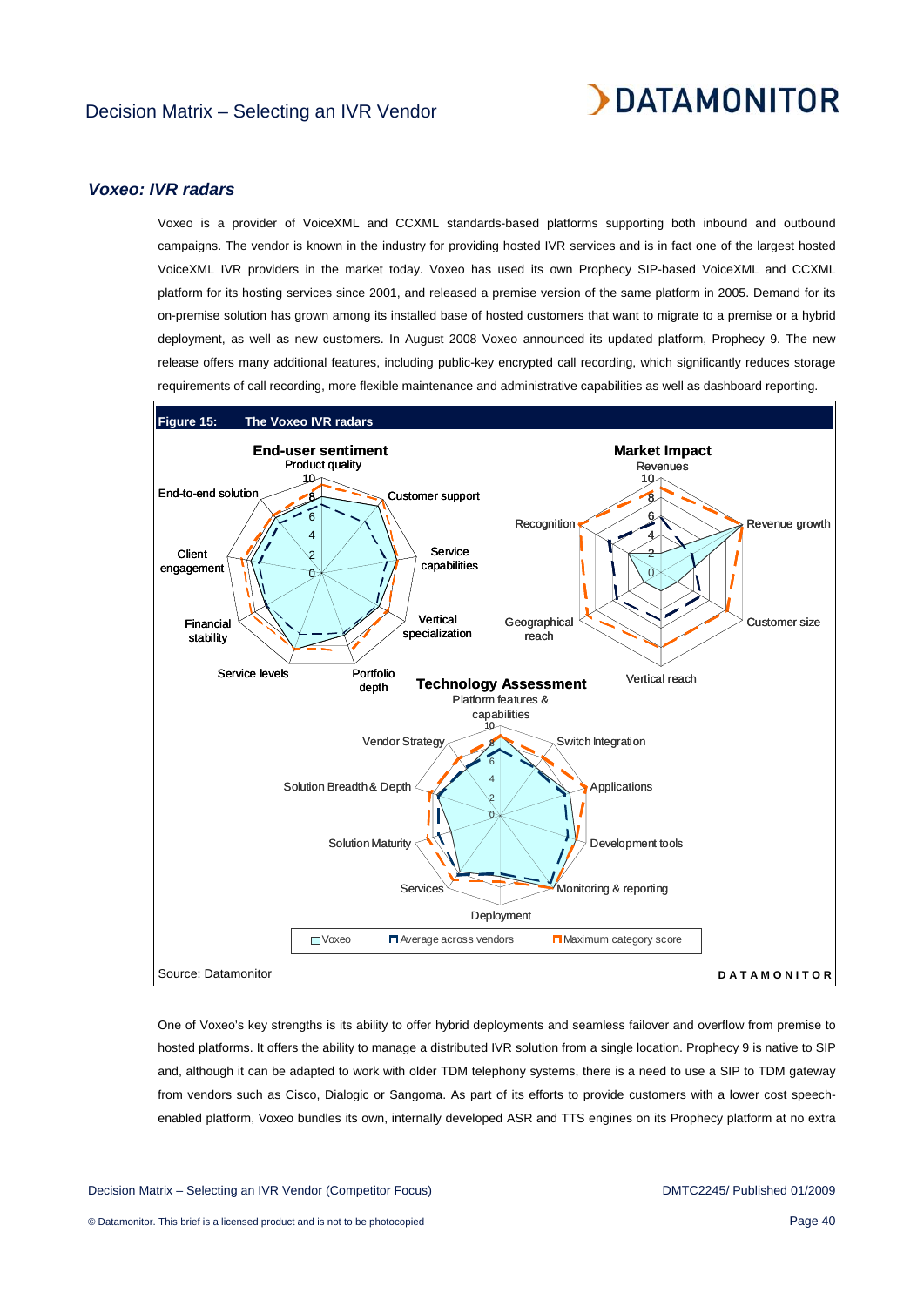### *Voxeo: IVR radars*

Voxeo is a provider of VoiceXML and CCXML standards-based platforms supporting both inbound and outbound campaigns. The vendor is known in the industry for providing hosted IVR services and is in fact one of the largest hosted VoiceXML IVR providers in the market today. Voxeo has used its own Prophecy SIP-based VoiceXML and CCXML platform for its hosting services since 2001, and released a premise version of the same platform in 2005. Demand for its on-premise solution has grown among its installed base of hosted customers that want to migrate to a premise or a hybrid deployment, as well as new customers. In August 2008 Voxeo announced its updated platform, Prophecy 9. The new release offers many additional features, including public-key encrypted call recording, which significantly reduces storage requirements of call recording, more flexible maintenance and administrative capabilities as well as dashboard reporting.

**Figure 15: The Voxeo IVR radars**

End-user sentiment: Product quality, Customer support, Service capabilities, Vertical specialization, Portfolio depth, Service levels, Financial stability, Client engagement, End-to-end solution

Market Impact: Revenues, Revenue growth, Customer size, Vertical reach, Geographical reach, Recognition

Technology Assessment: Platform features & capabilities, Switch Integration, Applications, Development tools, Monitoring & reporting, Deployment, Services, Solution Maturity, Solution Breadth & Depth, Vendor Strategy

Legend: Voxeo; Average across vendors; Maximum category score

Source: Datamonitor

One of Voxeo's key strengths is its ability to offer hybrid deployments and seamless failover and overflow from premise to hosted platforms. It offers the ability to manage a distributed IVR solution from a single location. Prophecy 9 is native to SIP and, although it can be adapted to work with older TDM telephony systems, there is a need to use a SIP to TDM gateway from vendors such as Cisco, Dialogic or Sangoma. As part of its efforts to provide customers with a lower cost speech-enabled platform, Voxeo bundles its own, internally developed ASR and TTS engines on its Prophecy platform at no extra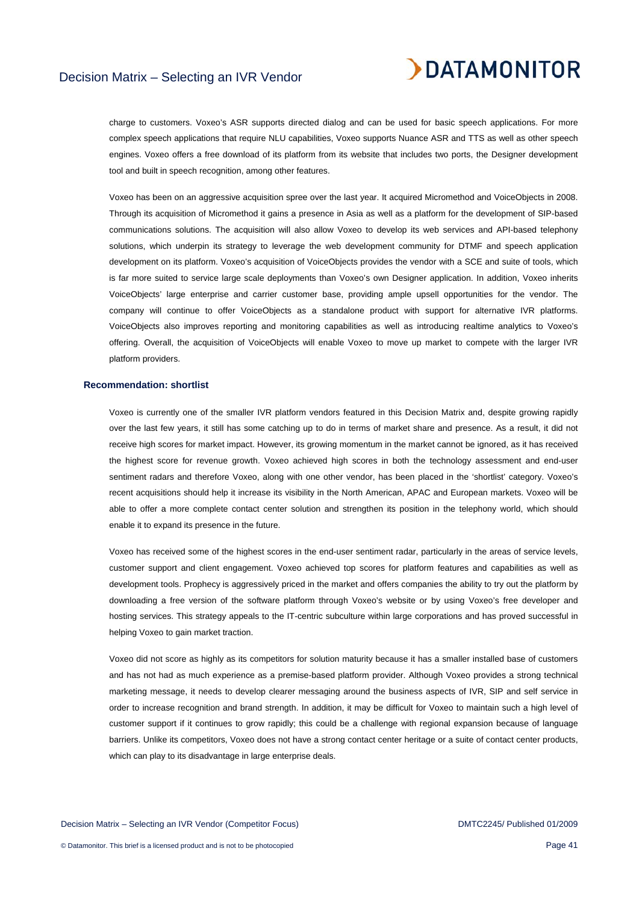charge to customers. Voxeo's ASR supports directed dialog and can be used for basic speech applications. For more complex speech applications that require NLU capabilities, Voxeo supports Nuance ASR and TTS as well as other speech engines. Voxeo offers a free download of its platform from its website that includes two ports, the Designer development tool and built in speech recognition, among other features.

Voxeo has been on an aggressive acquisition spree over the last year. It acquired Micromethod and VoiceObjects in 2008. Through its acquisition of Micromethod it gains a presence in Asia as well as a platform for the development of SIP-based communications solutions. The acquisition will also allow Voxeo to develop its web services and API-based telephony solutions, which underpin its strategy to leverage the web development community for DTMF and speech application development on its platform. Voxeo's acquisition of VoiceObjects provides the vendor with a SCE and suite of tools, which is far more suited to service large scale deployments than Voxeo's own Designer application. In addition, Voxeo inherits VoiceObjects' large enterprise and carrier customer base, providing ample upsell opportunities for the vendor. The company will continue to offer VoiceObjects as a standalone product with support for alternative IVR platforms. VoiceObjects also improves reporting and monitoring capabilities as well as introducing realtime analytics to Voxeo's offering. Overall, the acquisition of VoiceObjects will enable Voxeo to move up market to compete with the larger IVR platform providers.

### Recommendation: shortlist

Voxeo is currently one of the smaller IVR platform vendors featured in this Decision Matrix and, despite growing rapidly over the last few years, it still has some catching up to do in terms of market share and presence. As a result, it did not receive high scores for market impact. However, its growing momentum in the market cannot be ignored, as it has received the highest score for revenue growth. Voxeo achieved high scores in both the technology assessment and end-user sentiment radars and therefore Voxeo, along with one other vendor, has been placed in the 'shortlist' category. Voxeo's recent acquisitions should help it increase its visibility in the North American, APAC and European markets. Voxeo will be able to offer a more complete contact center solution and strengthen its position in the telephony world, which should enable it to expand its presence in the future.

Voxeo has received some of the highest scores in the end-user sentiment radar, particularly in the areas of service levels, customer support and client engagement. Voxeo achieved top scores for platform features and capabilities as well as development tools. Prophecy is aggressively priced in the market and offers companies the ability to try out the platform by downloading a free version of the software platform through Voxeo's website or by using Voxeo's free developer and hosting services. This strategy appeals to the IT-centric subculture within large corporations and has proved successful in helping Voxeo to gain market traction.

Voxeo did not score as highly as its competitors for solution maturity because it has a smaller installed base of customers and has not had as much experience as a premise-based platform provider. Although Voxeo provides a strong technical marketing message, it needs to develop clearer messaging around the business aspects of IVR, SIP and self service in order to increase recognition and brand strength. In addition, it may be difficult for Voxeo to maintain such a high level of customer support if it continues to grow rapidly; this could be a challenge with regional expansion because of language barriers. Unlike its competitors, Voxeo does not have a strong contact center heritage or a suite of contact center products, which can play to its disadvantage in large enterprise deals.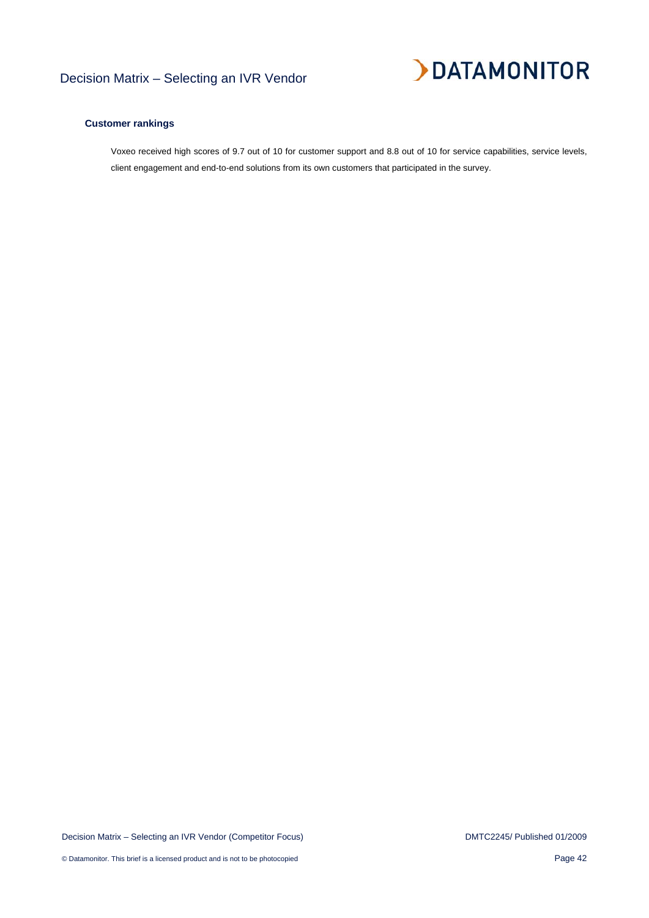### Customer rankings

Voxeo received high scores of 9.7 out of 10 for customer support and 8.8 out of 10 for service capabilities, service levels, client engagement and end-to-end solutions from its own customers that participated in the survey.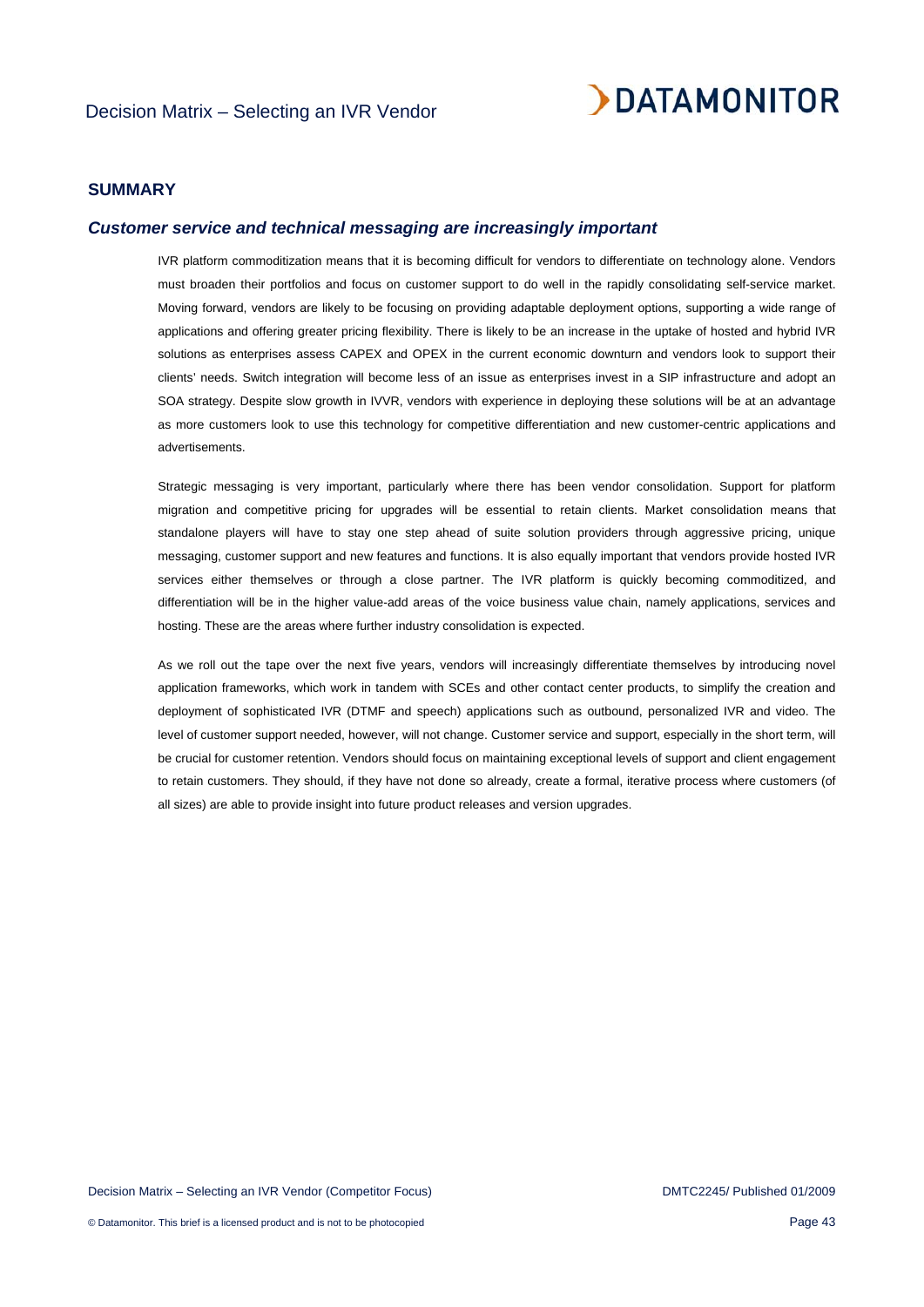## SUMMARY

### *Customer service and technical messaging are increasingly important*

IVR platform commoditization means that it is becoming difficult for vendors to differentiate on technology alone. Vendors must broaden their portfolios and focus on customer support to do well in the rapidly consolidating self-service market. Moving forward, vendors are likely to be focusing on providing adaptable deployment options, supporting a wide range of applications and offering greater pricing flexibility. There is likely to be an increase in the uptake of hosted and hybrid IVR solutions as enterprises assess CAPEX and OPEX in the current economic downturn and vendors look to support their clients' needs. Switch integration will become less of an issue as enterprises invest in a SIP infrastructure and adopt an SOA strategy. Despite slow growth in IVVR, vendors with experience in deploying these solutions will be at an advantage as more customers look to use this technology for competitive differentiation and new customer-centric applications and advertisements.

Strategic messaging is very important, particularly where there has been vendor consolidation. Support for platform migration and competitive pricing for upgrades will be essential to retain clients. Market consolidation means that standalone players will have to stay one step ahead of suite solution providers through aggressive pricing, unique messaging, customer support and new features and functions. It is also equally important that vendors provide hosted IVR services either themselves or through a close partner. The IVR platform is quickly becoming commoditized, and differentiation will be in the higher value-add areas of the voice business value chain, namely applications, services and hosting. These are the areas where further industry consolidation is expected.

As we roll out the tape over the next five years, vendors will increasingly differentiate themselves by introducing novel application frameworks, which work in tandem with SCEs and other contact center products, to simplify the creation and deployment of sophisticated IVR (DTMF and speech) applications such as outbound, personalized IVR and video. The level of customer support needed, however, will not change. Customer service and support, especially in the short term, will be crucial for customer retention. Vendors should focus on maintaining exceptional levels of support and client engagement to retain customers. They should, if they have not done so already, create a formal, iterative process where customers (of all sizes) are able to provide insight into future product releases and version upgrades.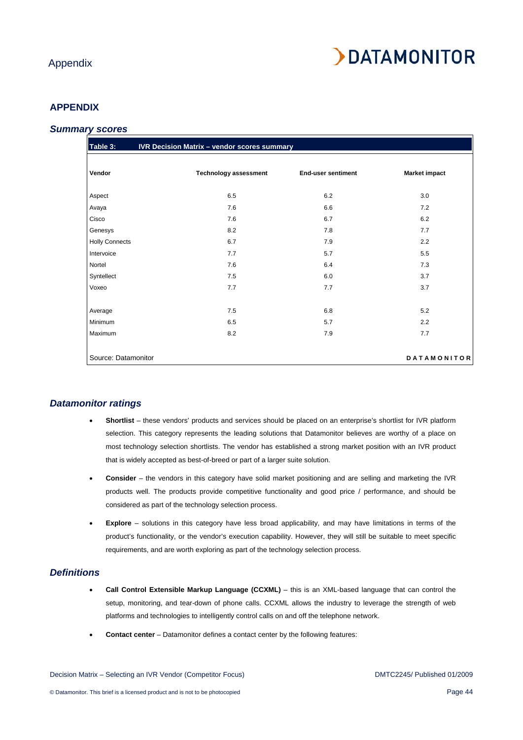## APPENDIX

### Summary scores

**Table 3: IVR Decision Matrix – vendor scores summary**

| Vendor | Technology assessment | End-user sentiment | Market impact |
|---|---|---|---|
| Aspect | 6.5 | 6.2 | 3.0 |
| Avaya | 7.6 | 6.6 | 7.2 |
| Cisco | 7.6 | 6.7 | 6.2 |
| Genesys | 8.2 | 7.8 | 7.7 |
| Holly Connects | 6.7 | 7.9 | 2.2 |
| Intervoice | 7.7 | 5.7 | 5.5 |
| Nortel | 7.6 | 6.4 | 7.3 |
| Syntellect | 7.5 | 6.0 | 3.7 |
| Voxeo | 7.7 | 7.7 | 3.7 |
| | | | |
| Average | 7.5 | 6.8 | 5.2 |
| Minimum | 6.5 | 5.7 | 2.2 |
| Maximum | 8.2 | 7.9 | 7.7 |

Source: Datamonitor

DATAMONITOR

### Datamonitor ratings

- **Shortlist** – these vendors' products and services should be placed on an enterprise's shortlist for IVR platform selection. This category represents the leading solutions that Datamonitor believes are worthy of a place on most technology selection shortlists. The vendor has established a strong market position with an IVR product that is widely accepted as best-of-breed or part of a larger suite solution.
- **Consider** – the vendors in this category have solid market positioning and are selling and marketing the IVR products well. The products provide competitive functionality and good price / performance, and should be considered as part of the technology selection process.
- **Explore** – solutions in this category have less broad applicability, and may have limitations in terms of the product's functionality, or the vendor's execution capability. However, they will still be suitable to meet specific requirements, and are worth exploring as part of the technology selection process.

### Definitions

- **Call Control Extensible Markup Language (CCXML)** – this is an XML-based language that can control the setup, monitoring, and tear-down of phone calls. CCXML allows the industry to leverage the strength of web platforms and technologies to intelligently control calls on and off the telephone network.
- **Contact center** – Datamonitor defines a contact center by the following features: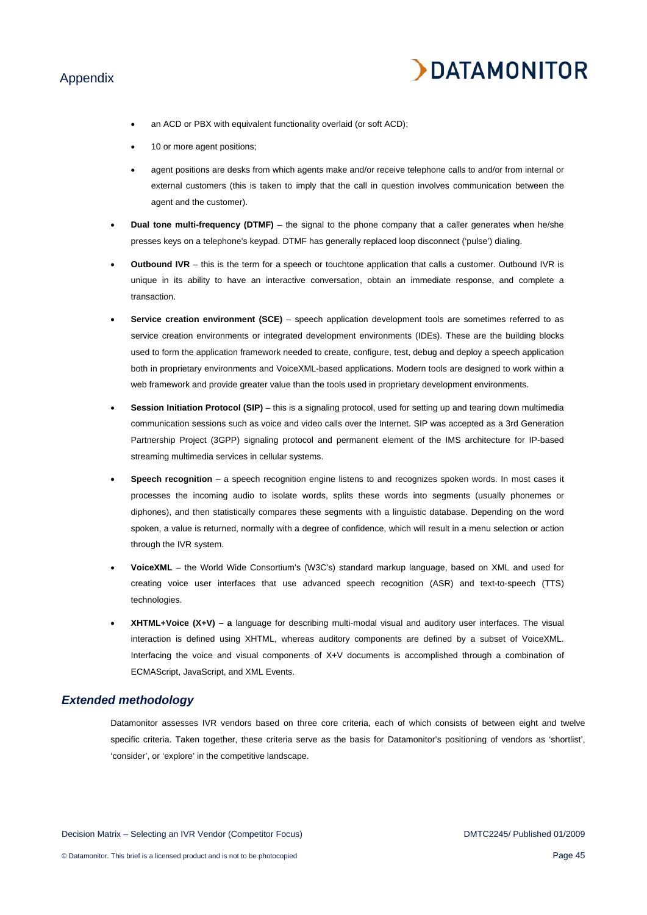- an ACD or PBX with equivalent functionality overlaid (or soft ACD);
  - 10 or more agent positions;
  - agent positions are desks from which agents make and/or receive telephone calls to and/or from internal or external customers (this is taken to imply that the call in question involves communication between the agent and the customer).

- **Dual tone multi-frequency (DTMF)** – the signal to the phone company that a caller generates when he/she presses keys on a telephone's keypad. DTMF has generally replaced loop disconnect ('pulse') dialing.
- **Outbound IVR** – this is the term for a speech or touchtone application that calls a customer. Outbound IVR is unique in its ability to have an interactive conversation, obtain an immediate response, and complete a transaction.
- **Service creation environment (SCE)** – speech application development tools are sometimes referred to as service creation environments or integrated development environments (IDEs). These are the building blocks used to form the application framework needed to create, configure, test, debug and deploy a speech application both in proprietary environments and VoiceXML-based applications. Modern tools are designed to work within a web framework and provide greater value than the tools used in proprietary development environments.
- **Session Initiation Protocol (SIP)** – this is a signaling protocol, used for setting up and tearing down multimedia communication sessions such as voice and video calls over the Internet. SIP was accepted as a 3rd Generation Partnership Project (3GPP) signaling protocol and permanent element of the IMS architecture for IP-based streaming multimedia services in cellular systems.
- **Speech recognition** – a speech recognition engine listens to and recognizes spoken words. In most cases it processes the incoming audio to isolate words, splits these words into segments (usually phonemes or diphones), and then statistically compares these segments with a linguistic database. Depending on the word spoken, a value is returned, normally with a degree of confidence, which will result in a menu selection or action through the IVR system.
- **VoiceXML** – the World Wide Consortium's (W3C's) standard markup language, based on XML and used for creating voice user interfaces that use advanced speech recognition (ASR) and text-to-speech (TTS) technologies.
- **XHTML+Voice (X+V) – a** language for describing multi-modal visual and auditory user interfaces. The visual interaction is defined using XHTML, whereas auditory components are defined by a subset of VoiceXML. Interfacing the voice and visual components of X+V documents is accomplished through a combination of ECMAScript, JavaScript, and XML Events.

## *Extended methodology*

Datamonitor assesses IVR vendors based on three core criteria, each of which consists of between eight and twelve specific criteria. Taken together, these criteria serve as the basis for Datamonitor's positioning of vendors as 'shortlist', 'consider', or 'explore' in the competitive landscape.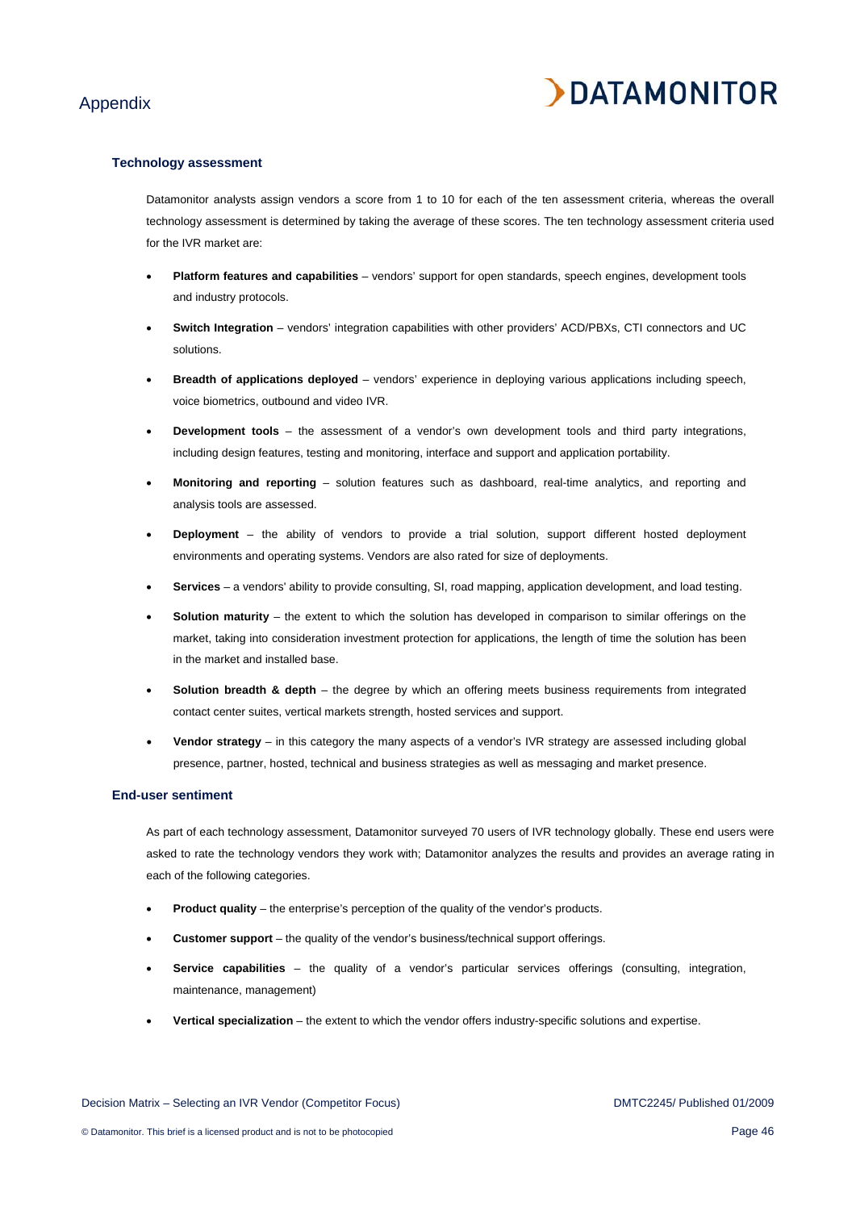# Appendix

### Technology assessment

Datamonitor analysts assign vendors a score from 1 to 10 for each of the ten assessment criteria, whereas the overall technology assessment is determined by taking the average of these scores. The ten technology assessment criteria used for the IVR market are:

- **Platform features and capabilities** – vendors' support for open standards, speech engines, development tools and industry protocols.
- **Switch Integration** – vendors' integration capabilities with other providers' ACD/PBXs, CTI connectors and UC solutions.
- **Breadth of applications deployed** – vendors' experience in deploying various applications including speech, voice biometrics, outbound and video IVR.
- **Development tools** – the assessment of a vendor's own development tools and third party integrations, including design features, testing and monitoring, interface and support and application portability.
- **Monitoring and reporting** – solution features such as dashboard, real-time analytics, and reporting and analysis tools are assessed.
- **Deployment** – the ability of vendors to provide a trial solution, support different hosted deployment environments and operating systems. Vendors are also rated for size of deployments.
- **Services** – a vendors' ability to provide consulting, SI, road mapping, application development, and load testing.
- **Solution maturity** – the extent to which the solution has developed in comparison to similar offerings on the market, taking into consideration investment protection for applications, the length of time the solution has been in the market and installed base.
- **Solution breadth & depth** – the degree by which an offering meets business requirements from integrated contact center suites, vertical markets strength, hosted services and support.
- **Vendor strategy** – in this category the many aspects of a vendor's IVR strategy are assessed including global presence, partner, hosted, technical and business strategies as well as messaging and market presence.

### End-user sentiment

As part of each technology assessment, Datamonitor surveyed 70 users of IVR technology globally. These end users were asked to rate the technology vendors they work with; Datamonitor analyzes the results and provides an average rating in each of the following categories.

- **Product quality** – the enterprise's perception of the quality of the vendor's products.
- **Customer support** – the quality of the vendor's business/technical support offerings.
- **Service capabilities** – the quality of a vendor's particular services offerings (consulting, integration, maintenance, management)
- **Vertical specialization** – the extent to which the vendor offers industry-specific solutions and expertise.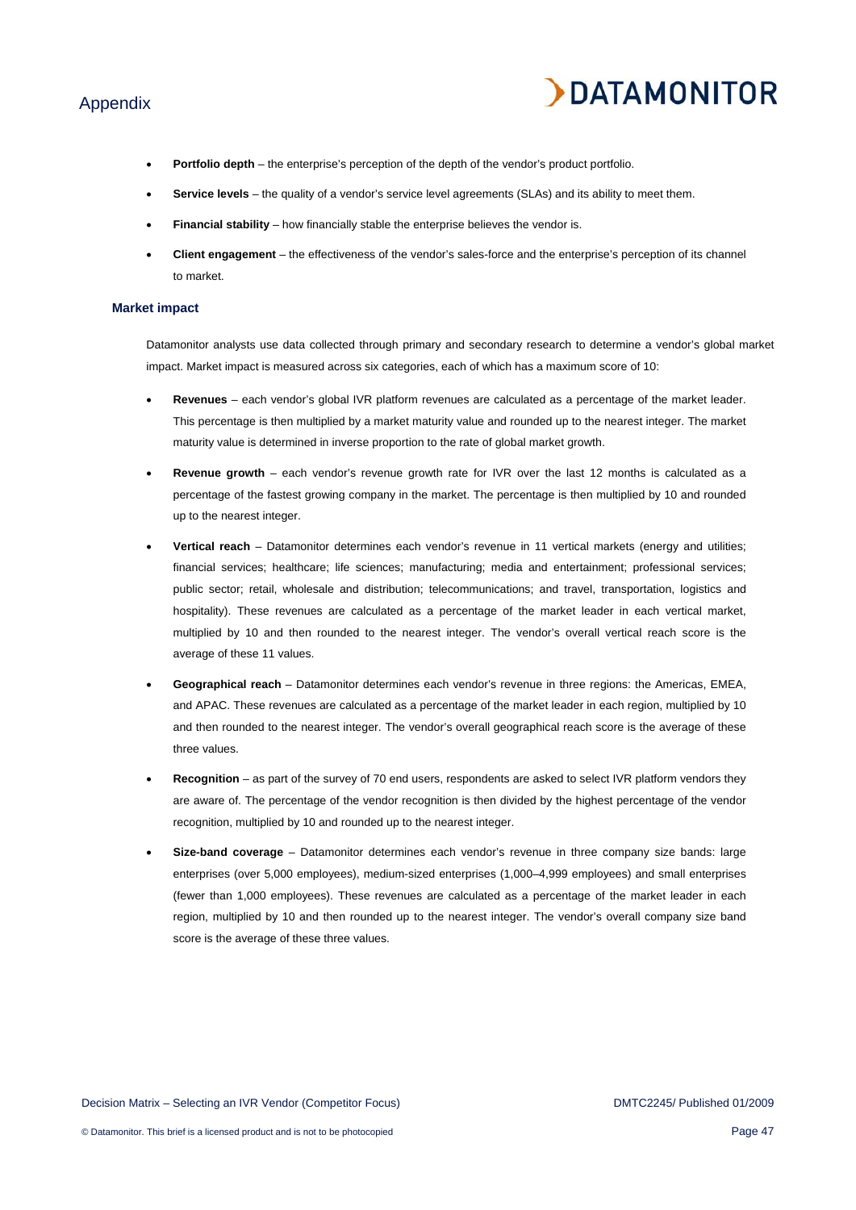- **Portfolio depth** – the enterprise's perception of the depth of the vendor's product portfolio.
- **Service levels** – the quality of a vendor's service level agreements (SLAs) and its ability to meet them.
- **Financial stability** – how financially stable the enterprise believes the vendor is.
- **Client engagement** – the effectiveness of the vendor's sales-force and the enterprise's perception of its channel to market.

### Market impact

Datamonitor analysts use data collected through primary and secondary research to determine a vendor's global market impact. Market impact is measured across six categories, each of which has a maximum score of 10:

- **Revenues** – each vendor's global IVR platform revenues are calculated as a percentage of the market leader. This percentage is then multiplied by a market maturity value and rounded up to the nearest integer. The market maturity value is determined in inverse proportion to the rate of global market growth.
- **Revenue growth** – each vendor's revenue growth rate for IVR over the last 12 months is calculated as a percentage of the fastest growing company in the market. The percentage is then multiplied by 10 and rounded up to the nearest integer.
- **Vertical reach** – Datamonitor determines each vendor's revenue in 11 vertical markets (energy and utilities; financial services; healthcare; life sciences; manufacturing; media and entertainment; professional services; public sector; retail, wholesale and distribution; telecommunications; and travel, transportation, logistics and hospitality). These revenues are calculated as a percentage of the market leader in each vertical market, multiplied by 10 and then rounded to the nearest integer. The vendor's overall vertical reach score is the average of these 11 values.
- **Geographical reach** – Datamonitor determines each vendor's revenue in three regions: the Americas, EMEA, and APAC. These revenues are calculated as a percentage of the market leader in each region, multiplied by 10 and then rounded to the nearest integer. The vendor's overall geographical reach score is the average of these three values.
- **Recognition** – as part of the survey of 70 end users, respondents are asked to select IVR platform vendors they are aware of. The percentage of the vendor recognition is then divided by the highest percentage of the vendor recognition, multiplied by 10 and rounded up to the nearest integer.
- **Size-band coverage** – Datamonitor determines each vendor's revenue in three company size bands: large enterprises (over 5,000 employees), medium-sized enterprises (1,000–4,999 employees) and small enterprises (fewer than 1,000 employees). These revenues are calculated as a percentage of the market leader in each region, multiplied by 10 and then rounded up to the nearest integer. The vendor's overall company size band score is the average of these three values.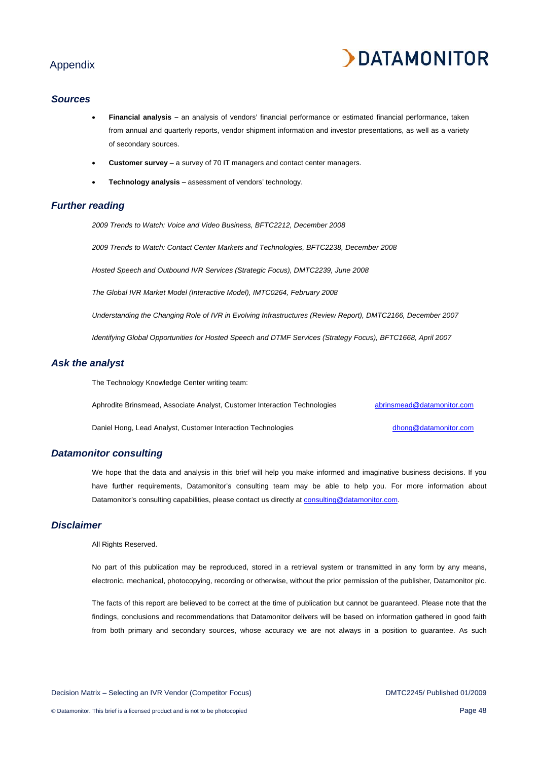# Appendix

## *Sources*

- **Financial analysis –** an analysis of vendors' financial performance or estimated financial performance, taken from annual and quarterly reports, vendor shipment information and investor presentations, as well as a variety of secondary sources.
- **Customer survey** – a survey of 70 IT managers and contact center managers.
- **Technology analysis** – assessment of vendors' technology.

## *Further reading*

*2009 Trends to Watch: Voice and Video Business, BFTC2212, December 2008*

*2009 Trends to Watch: Contact Center Markets and Technologies, BFTC2238, December 2008*

*Hosted Speech and Outbound IVR Services (Strategic Focus), DMTC2239, June 2008*

*The Global IVR Market Model (Interactive Model), IMTC0264, February 2008*

*Understanding the Changing Role of IVR in Evolving Infrastructures (Review Report), DMTC2166, December 2007*

*Identifying Global Opportunities for Hosted Speech and DTMF Services (Strategy Focus), BFTC1668, April 2007*

## *Ask the analyst*

The Technology Knowledge Center writing team:

Aphrodite Brinsmead, Associate Analyst, Customer Interaction Technologies abrinsmead@datamonitor.com

Daniel Hong, Lead Analyst, Customer Interaction Technologies dhong@datamonitor.com

## *Datamonitor consulting*

We hope that the data and analysis in this brief will help you make informed and imaginative business decisions. If you have further requirements, Datamonitor's consulting team may be able to help you. For more information about Datamonitor's consulting capabilities, please contact us directly at consulting@datamonitor.com.

## *Disclaimer*

All Rights Reserved.

No part of this publication may be reproduced, stored in a retrieval system or transmitted in any form by any means, electronic, mechanical, photocopying, recording or otherwise, without the prior permission of the publisher, Datamonitor plc.

The facts of this report are believed to be correct at the time of publication but cannot be guaranteed. Please note that the findings, conclusions and recommendations that Datamonitor delivers will be based on information gathered in good faith from both primary and secondary sources, whose accuracy we are not always in a position to guarantee. As such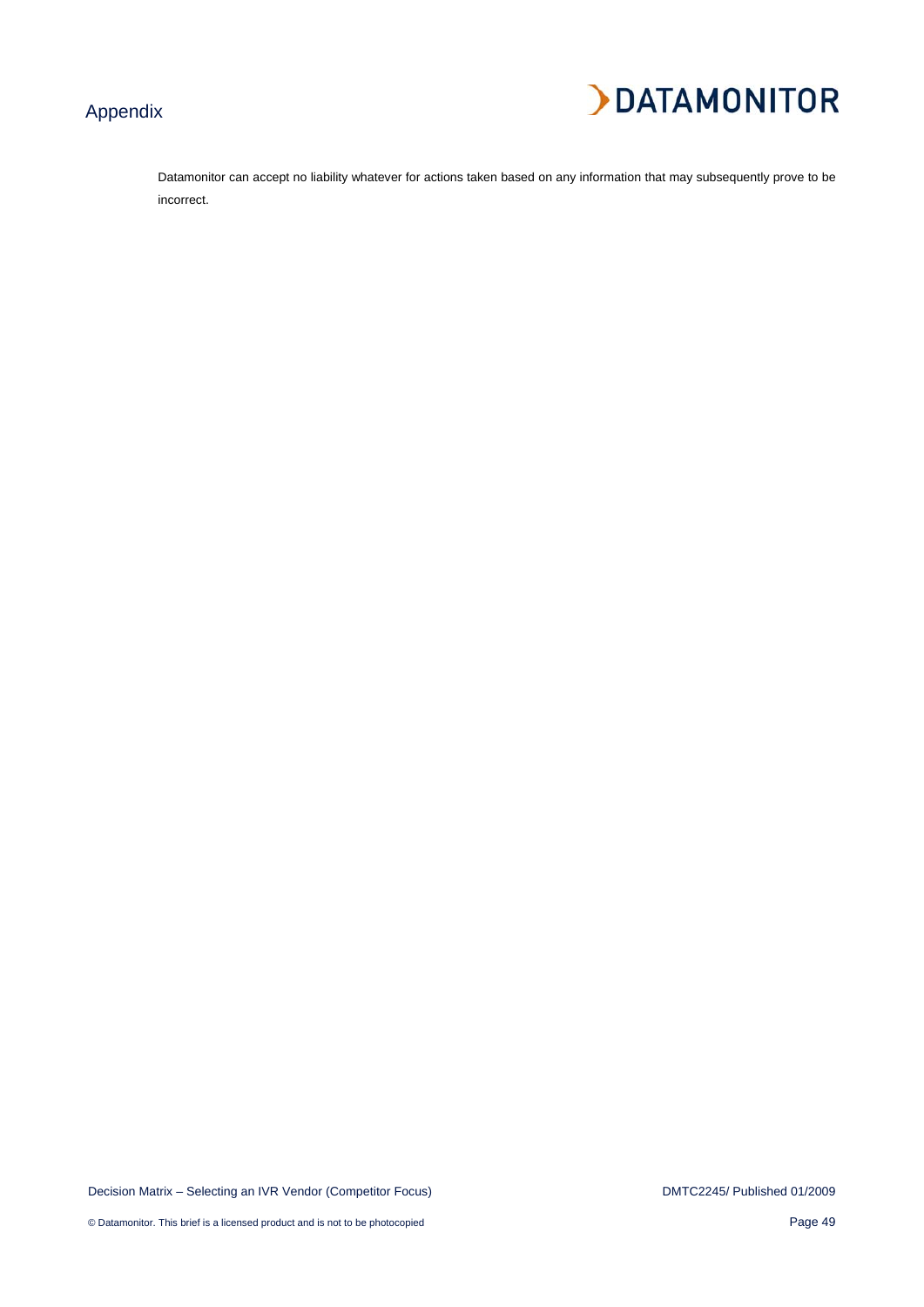Datamonitor can accept no liability whatever for actions taken based on any information that may subsequently prove to be incorrect.